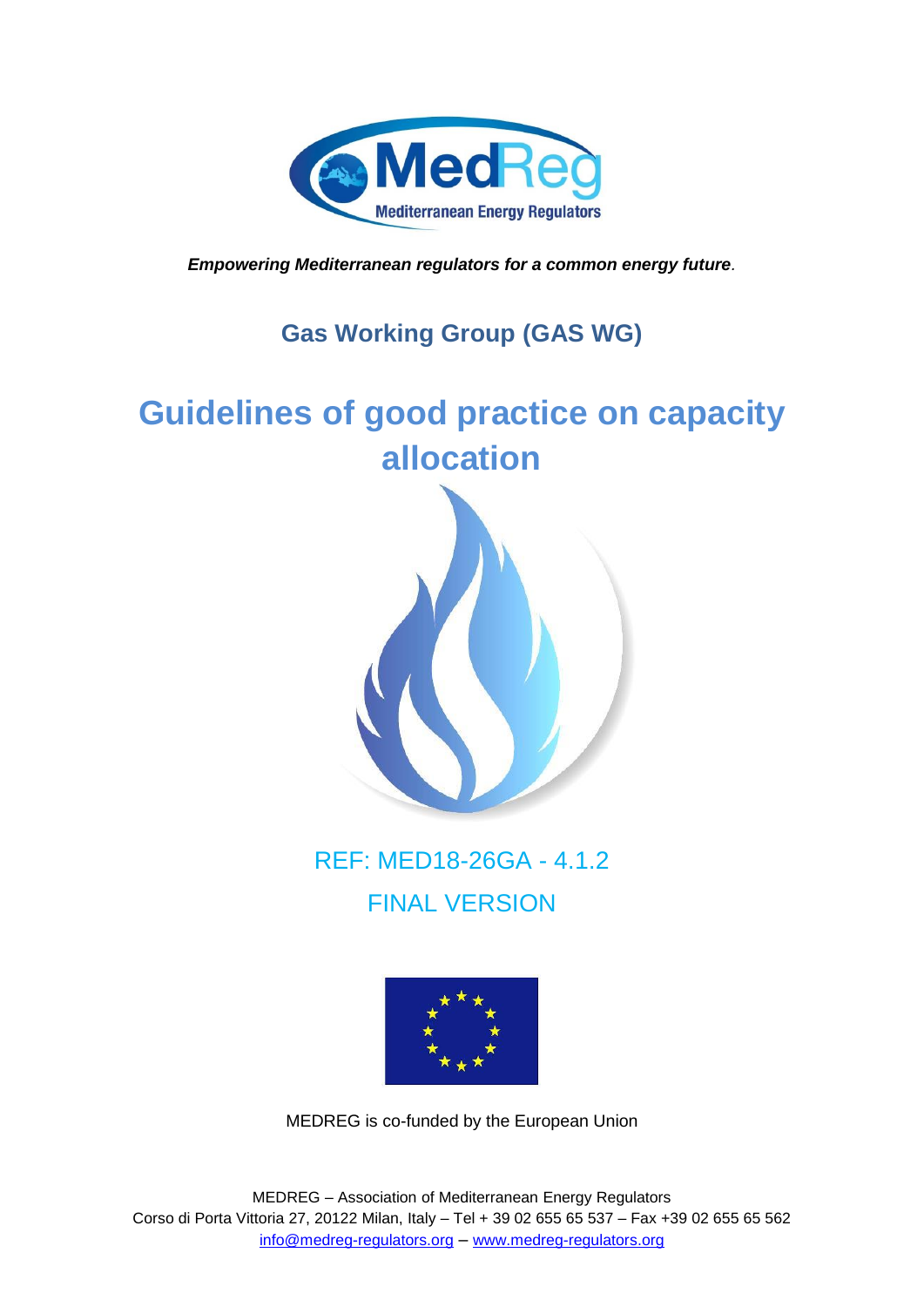MedReg

Mediterranean Energy Regulators

***Empowering Mediterranean regulators for a common energy future**.*

## Gas Working Group (GAS WG)

# Guidelines of good practice on capacity allocation

REF: MED18-26GA - 4.1.2

FINAL VERSION

MEDREG is co-funded by the European Union

MEDREG – Association of Mediterranean Energy Regulators
Corso di Porta Vittoria 27, 20122 Milan, Italy – Tel + 39 02 655 65 537 – Fax +39 02 655 65 562
info@medreg-regulators.org – www.medreg-regulators.org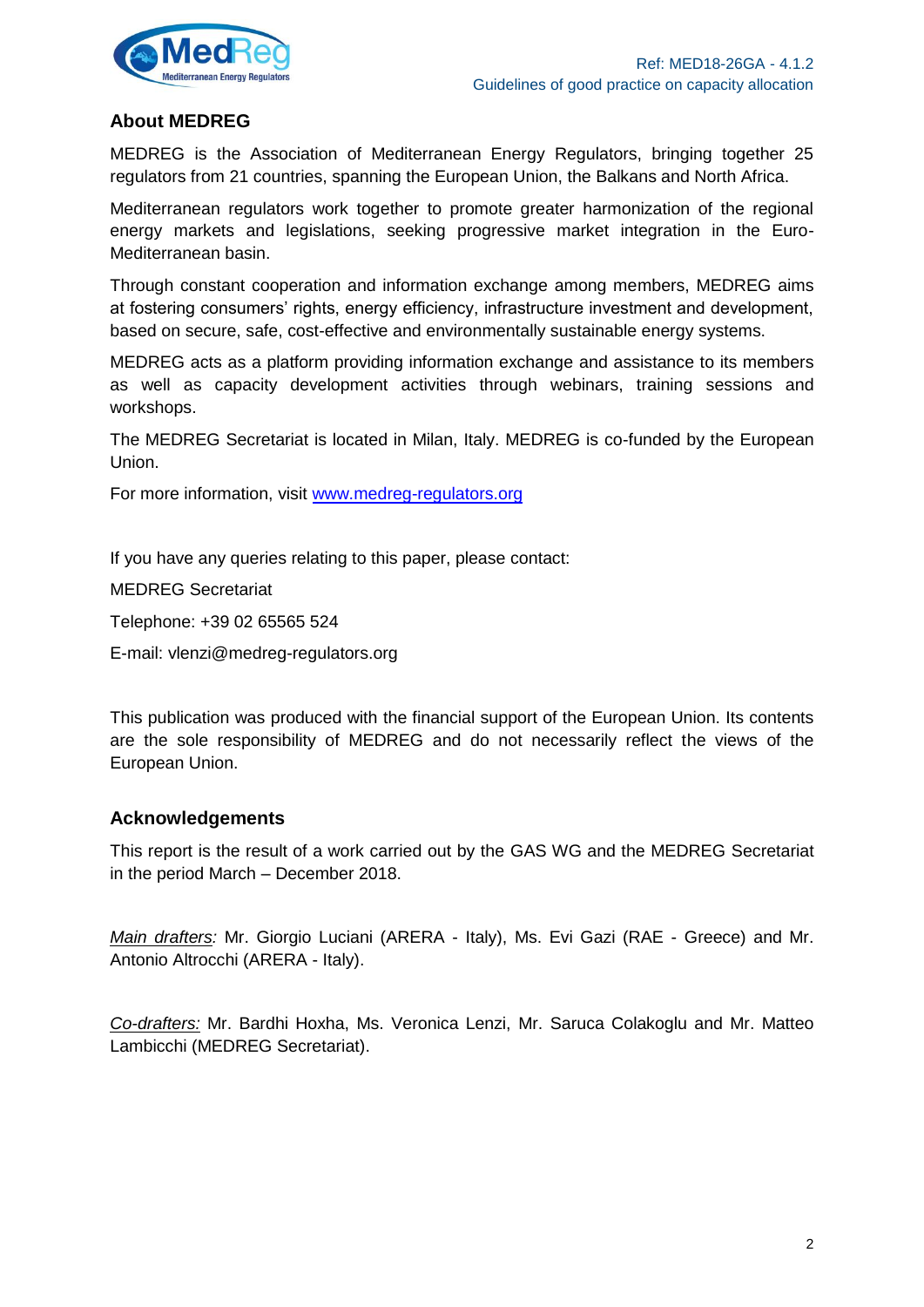## About MEDREG

MEDREG is the Association of Mediterranean Energy Regulators, bringing together 25 regulators from 21 countries, spanning the European Union, the Balkans and North Africa.

Mediterranean regulators work together to promote greater harmonization of the regional energy markets and legislations, seeking progressive market integration in the Euro-Mediterranean basin.

Through constant cooperation and information exchange among members, MEDREG aims at fostering consumers' rights, energy efficiency, infrastructure investment and development, based on secure, safe, cost-effective and environmentally sustainable energy systems.

MEDREG acts as a platform providing information exchange and assistance to its members as well as capacity development activities through webinars, training sessions and workshops.

The MEDREG Secretariat is located in Milan, Italy. MEDREG is co-funded by the European Union.

For more information, visit [www.medreg-regulators.org](www.medreg-regulators.org)

If you have any queries relating to this paper, please contact:

MEDREG Secretariat

Telephone: +39 02 65565 524

E-mail: vlenzi@medreg-regulators.org

This publication was produced with the financial support of the European Union. Its contents are the sole responsibility of MEDREG and do not necessarily reflect the views of the European Union.

## Acknowledgements

This report is the result of a work carried out by the GAS WG and the MEDREG Secretariat in the period March – December 2018.

*Main drafters:* Mr. Giorgio Luciani (ARERA - Italy), Ms. Evi Gazi (RAE - Greece) and Mr. Antonio Altrocchi (ARERA - Italy).

*Co-drafters:* Mr. Bardhi Hoxha, Ms. Veronica Lenzi, Mr. Saruca Colakoglu and Mr. Matteo Lambicchi (MEDREG Secretariat).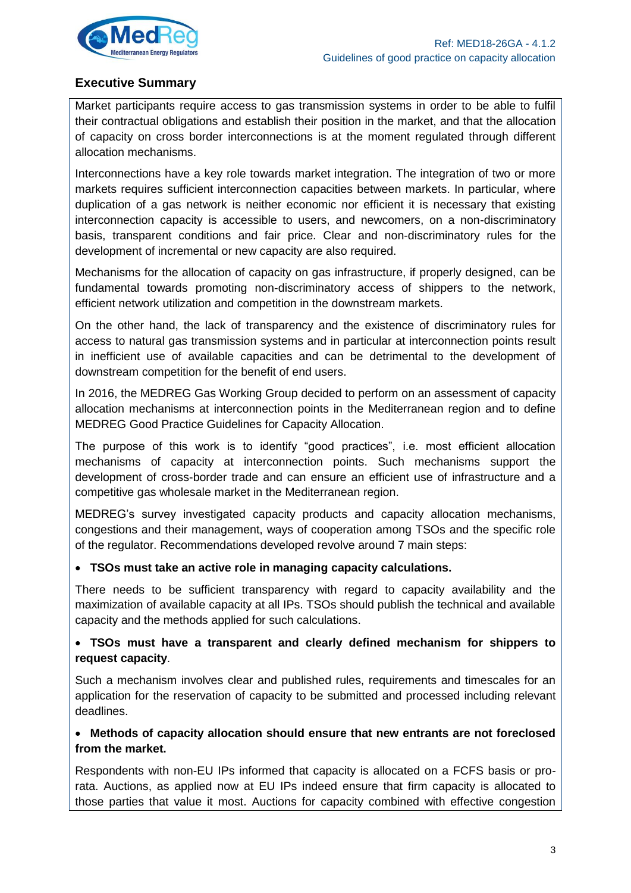## Executive Summary

Market participants require access to gas transmission systems in order to be able to fulfil their contractual obligations and establish their position in the market, and that the allocation of capacity on cross border interconnections is at the moment regulated through different allocation mechanisms.

Interconnections have a key role towards market integration. The integration of two or more markets requires sufficient interconnection capacities between markets. In particular, where duplication of a gas network is neither economic nor efficient it is necessary that existing interconnection capacity is accessible to users, and newcomers, on a non-discriminatory basis, transparent conditions and fair price. Clear and non-discriminatory rules for the development of incremental or new capacity are also required.

Mechanisms for the allocation of capacity on gas infrastructure, if properly designed, can be fundamental towards promoting non-discriminatory access of shippers to the network, efficient network utilization and competition in the downstream markets.

On the other hand, the lack of transparency and the existence of discriminatory rules for access to natural gas transmission systems and in particular at interconnection points result in inefficient use of available capacities and can be detrimental to the development of downstream competition for the benefit of end users.

In 2016, the MEDREG Gas Working Group decided to perform on an assessment of capacity allocation mechanisms at interconnection points in the Mediterranean region and to define MEDREG Good Practice Guidelines for Capacity Allocation.

The purpose of this work is to identify "good practices", i.e. most efficient allocation mechanisms of capacity at interconnection points. Such mechanisms support the development of cross-border trade and can ensure an efficient use of infrastructure and a competitive gas wholesale market in the Mediterranean region.

MEDREG's survey investigated capacity products and capacity allocation mechanisms, congestions and their management, ways of cooperation among TSOs and the specific role of the regulator. Recommendations developed revolve around 7 main steps:

- **TSOs must take an active role in managing capacity calculations.**

There needs to be sufficient transparency with regard to capacity availability and the maximization of available capacity at all IPs. TSOs should publish the technical and available capacity and the methods applied for such calculations.

- **TSOs must have a transparent and clearly defined mechanism for shippers to request capacity**.

Such a mechanism involves clear and published rules, requirements and timescales for an application for the reservation of capacity to be submitted and processed including relevant deadlines.

- **Methods of capacity allocation should ensure that new entrants are not foreclosed from the market.**

Respondents with non-EU IPs informed that capacity is allocated on a FCFS basis or pro-rata. Auctions, as applied now at EU IPs indeed ensure that firm capacity is allocated to those parties that value it most. Auctions for capacity combined with effective congestion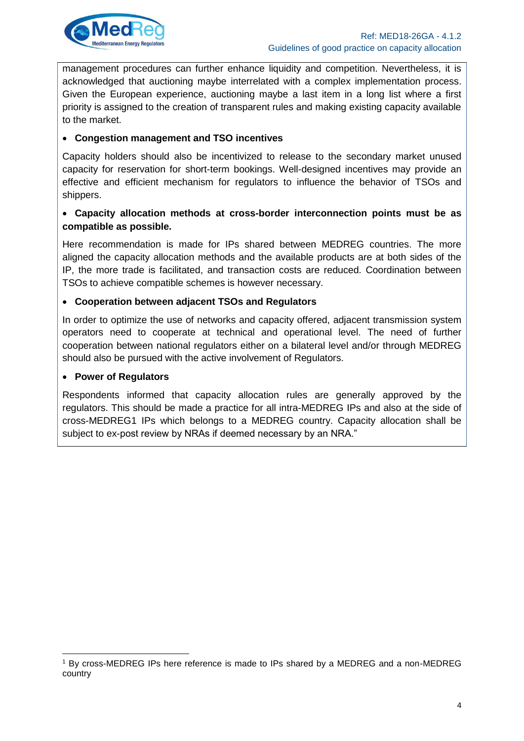management procedures can further enhance liquidity and competition. Nevertheless, it is acknowledged that auctioning maybe interrelated with a complex implementation process. Given the European experience, auctioning maybe a last item in a long list where a first priority is assigned to the creation of transparent rules and making existing capacity available to the market.

- **Congestion management and TSO incentives**

Capacity holders should also be incentivized to release to the secondary market unused capacity for reservation for short-term bookings. Well-designed incentives may provide an effective and efficient mechanism for regulators to influence the behavior of TSOs and shippers.

- **Capacity allocation methods at cross-border interconnection points must be as compatible as possible.**

Here recommendation is made for IPs shared between MEDREG countries. The more aligned the capacity allocation methods and the available products are at both sides of the IP, the more trade is facilitated, and transaction costs are reduced. Coordination between TSOs to achieve compatible schemes is however necessary.

- **Cooperation between adjacent TSOs and Regulators**

In order to optimize the use of networks and capacity offered, adjacent transmission system operators need to cooperate at technical and operational level. The need of further cooperation between national regulators either on a bilateral level and/or through MEDREG should also be pursued with the active involvement of Regulators.

- **Power of Regulators**

Respondents informed that capacity allocation rules are generally approved by the regulators. This should be made a practice for all intra-MEDREG IPs and also at the side of cross-MEDREG[1] IPs which belongs to a MEDREG country. Capacity allocation shall be subject to ex-post review by NRAs if deemed necessary by an NRA."

[1] By cross-MEDREG IPs here reference is made to IPs shared by a MEDREG and a non-MEDREG country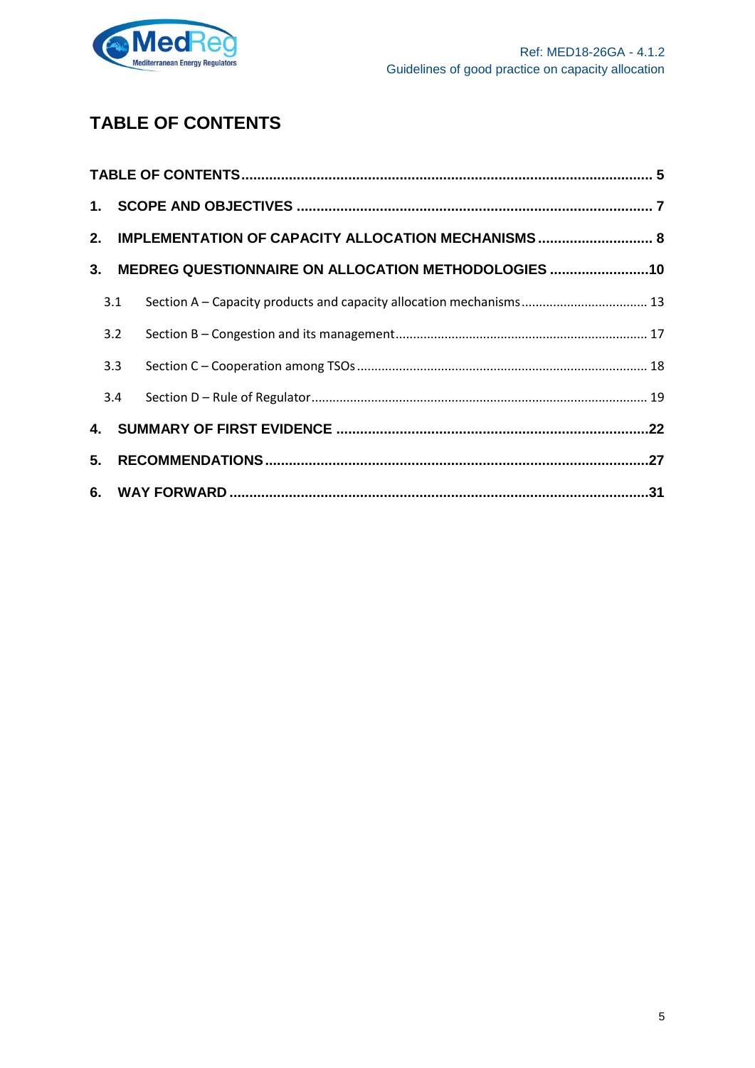# TABLE OF CONTENTS

TABLE OF CONTENTS ........................................................................................................ 5

1. SCOPE AND OBJECTIVES ......................................................................................... 7

2. IMPLEMENTATION OF CAPACITY ALLOCATION MECHANISMS ............................. 8

3. MEDREG QUESTIONNAIRE ON ALLOCATION METHODOLOGIES .........................10

   3.1 Section A – Capacity products and capacity allocation mechanisms .................................... 13

   3.2 Section B – Congestion and its management ....................................................................... 17

   3.3 Section C – Cooperation among TSOs .................................................................................. 18

   3.4 Section D – Rule of Regulator .............................................................................................. 19

4. SUMMARY OF FIRST EVIDENCE ..............................................................................22

5. RECOMMENDATIONS .................................................................................................27

6. WAY FORWARD ..........................................................................................................31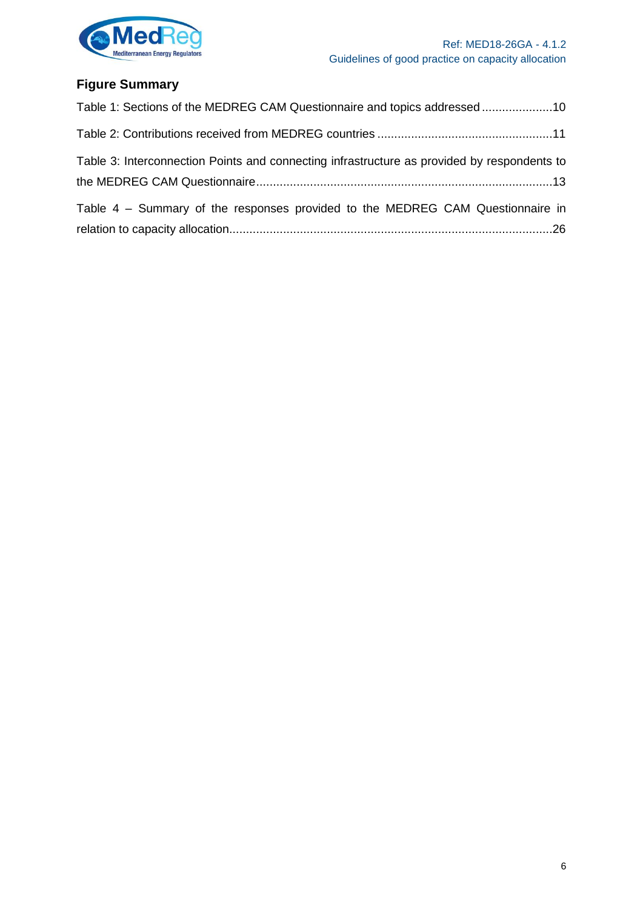## Figure Summary

Table 1: Sections of the MEDREG CAM Questionnaire and topics addressed .....................10

Table 2: Contributions received from MEDREG countries ....................................................11

Table 3: Interconnection Points and connecting infrastructure as provided by respondents to the MEDREG CAM Questionnaire........................................................................................13

Table 4 – Summary of the responses provided to the MEDREG CAM Questionnaire in relation to capacity allocation...............................................................................................26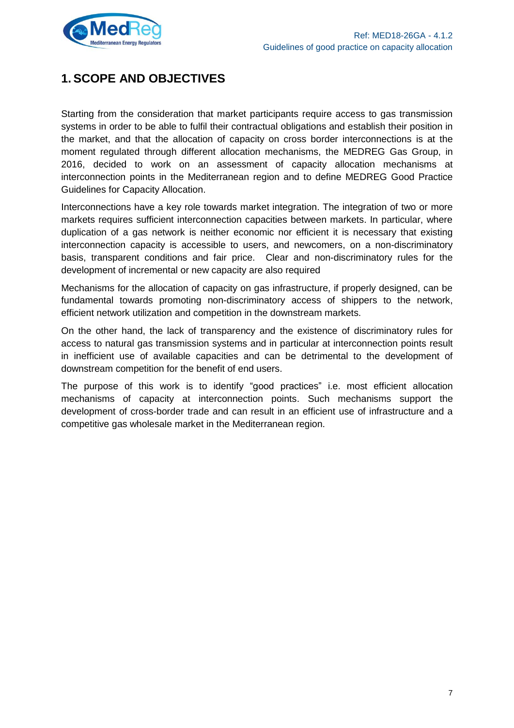# 1. SCOPE AND OBJECTIVES

Starting from the consideration that market participants require access to gas transmission systems in order to be able to fulfil their contractual obligations and establish their position in the market, and that the allocation of capacity on cross border interconnections is at the moment regulated through different allocation mechanisms, the MEDREG Gas Group, in 2016, decided to work on an assessment of capacity allocation mechanisms at interconnection points in the Mediterranean region and to define MEDREG Good Practice Guidelines for Capacity Allocation.

Interconnections have a key role towards market integration. The integration of two or more markets requires sufficient interconnection capacities between markets. In particular, where duplication of a gas network is neither economic nor efficient it is necessary that existing interconnection capacity is accessible to users, and newcomers, on a non-discriminatory basis, transparent conditions and fair price. Clear and non-discriminatory rules for the development of incremental or new capacity are also required

Mechanisms for the allocation of capacity on gas infrastructure, if properly designed, can be fundamental towards promoting non-discriminatory access of shippers to the network, efficient network utilization and competition in the downstream markets.

On the other hand, the lack of transparency and the existence of discriminatory rules for access to natural gas transmission systems and in particular at interconnection points result in inefficient use of available capacities and can be detrimental to the development of downstream competition for the benefit of end users.

The purpose of this work is to identify "good practices" i.e. most efficient allocation mechanisms of capacity at interconnection points. Such mechanisms support the development of cross-border trade and can result in an efficient use of infrastructure and a competitive gas wholesale market in the Mediterranean region.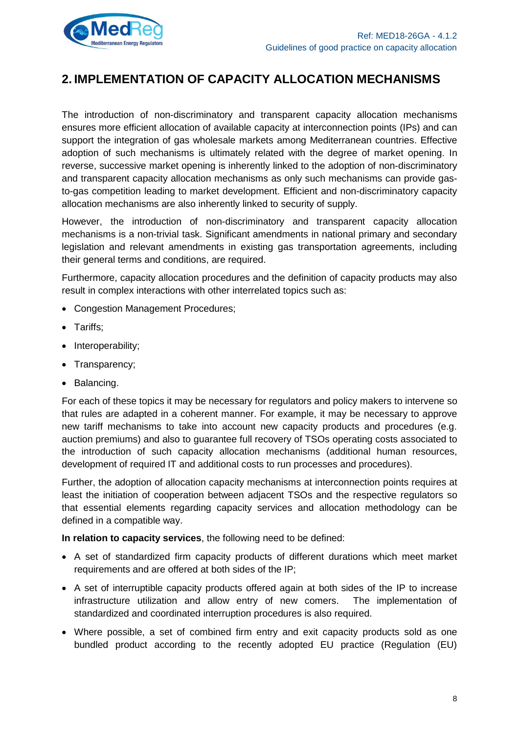## 2. IMPLEMENTATION OF CAPACITY ALLOCATION MECHANISMS

The introduction of non-discriminatory and transparent capacity allocation mechanisms ensures more efficient allocation of available capacity at interconnection points (IPs) and can support the integration of gas wholesale markets among Mediterranean countries. Effective adoption of such mechanisms is ultimately related with the degree of market opening. In reverse, successive market opening is inherently linked to the adoption of non-discriminatory and transparent capacity allocation mechanisms as only such mechanisms can provide gas-to-gas competition leading to market development. Efficient and non-discriminatory capacity allocation mechanisms are also inherently linked to security of supply.

However, the introduction of non-discriminatory and transparent capacity allocation mechanisms is a non-trivial task. Significant amendments in national primary and secondary legislation and relevant amendments in existing gas transportation agreements, including their general terms and conditions, are required.

Furthermore, capacity allocation procedures and the definition of capacity products may also result in complex interactions with other interrelated topics such as:

- Congestion Management Procedures;
- Tariffs;
- Interoperability;
- Transparency;
- Balancing.

For each of these topics it may be necessary for regulators and policy makers to intervene so that rules are adapted in a coherent manner. For example, it may be necessary to approve new tariff mechanisms to take into account new capacity products and procedures (e.g. auction premiums) and also to guarantee full recovery of TSOs operating costs associated to the introduction of such capacity allocation mechanisms (additional human resources, development of required IT and additional costs to run processes and procedures).

Further, the adoption of allocation capacity mechanisms at interconnection points requires at least the initiation of cooperation between adjacent TSOs and the respective regulators so that essential elements regarding capacity services and allocation methodology can be defined in a compatible way.

**In relation to capacity services**, the following need to be defined:

- A set of standardized firm capacity products of different durations which meet market requirements and are offered at both sides of the IP;
- A set of interruptible capacity products offered again at both sides of the IP to increase infrastructure utilization and allow entry of new comers. The implementation of standardized and coordinated interruption procedures is also required.
- Where possible, a set of combined firm entry and exit capacity products sold as one bundled product according to the recently adopted EU practice (Regulation (EU)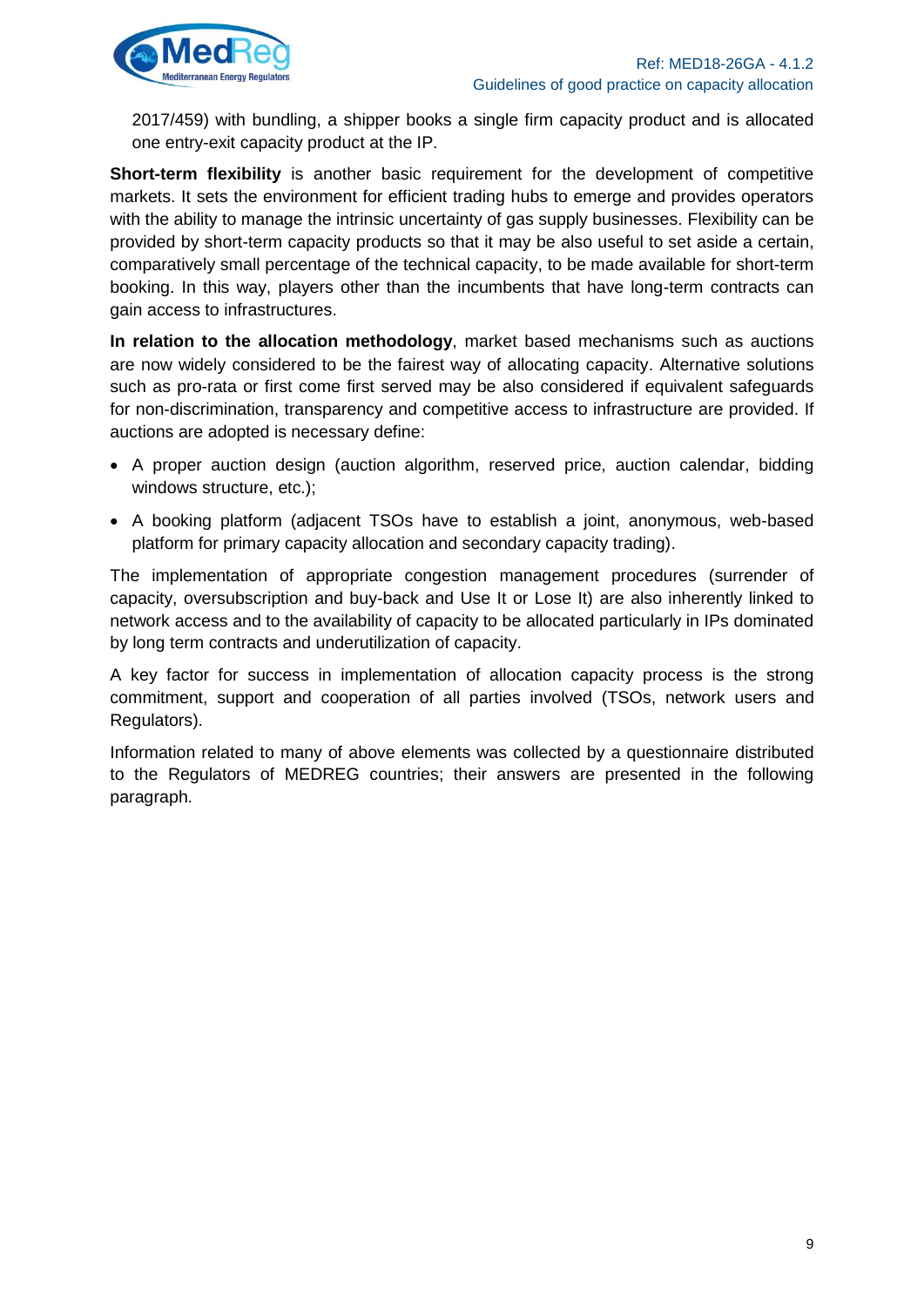2017/459) with bundling, a shipper books a single firm capacity product and is allocated one entry-exit capacity product at the IP.

**Short-term flexibility** is another basic requirement for the development of competitive markets. It sets the environment for efficient trading hubs to emerge and provides operators with the ability to manage the intrinsic uncertainty of gas supply businesses. Flexibility can be provided by short-term capacity products so that it may be also useful to set aside a certain, comparatively small percentage of the technical capacity, to be made available for short-term booking. In this way, players other than the incumbents that have long-term contracts can gain access to infrastructures.

**In relation to the allocation methodology**, market based mechanisms such as auctions are now widely considered to be the fairest way of allocating capacity. Alternative solutions such as pro-rata or first come first served may be also considered if equivalent safeguards for non-discrimination, transparency and competitive access to infrastructure are provided. If auctions are adopted is necessary define:

- A proper auction design (auction algorithm, reserved price, auction calendar, bidding windows structure, etc.);
- A booking platform (adjacent TSOs have to establish a joint, anonymous, web-based platform for primary capacity allocation and secondary capacity trading).

The implementation of appropriate congestion management procedures (surrender of capacity, oversubscription and buy-back and Use It or Lose It) are also inherently linked to network access and to the availability of capacity to be allocated particularly in IPs dominated by long term contracts and underutilization of capacity.

A key factor for success in implementation of allocation capacity process is the strong commitment, support and cooperation of all parties involved (TSOs, network users and Regulators).

Information related to many of above elements was collected by a questionnaire distributed to the Regulators of MEDREG countries; their answers are presented in the following paragraph.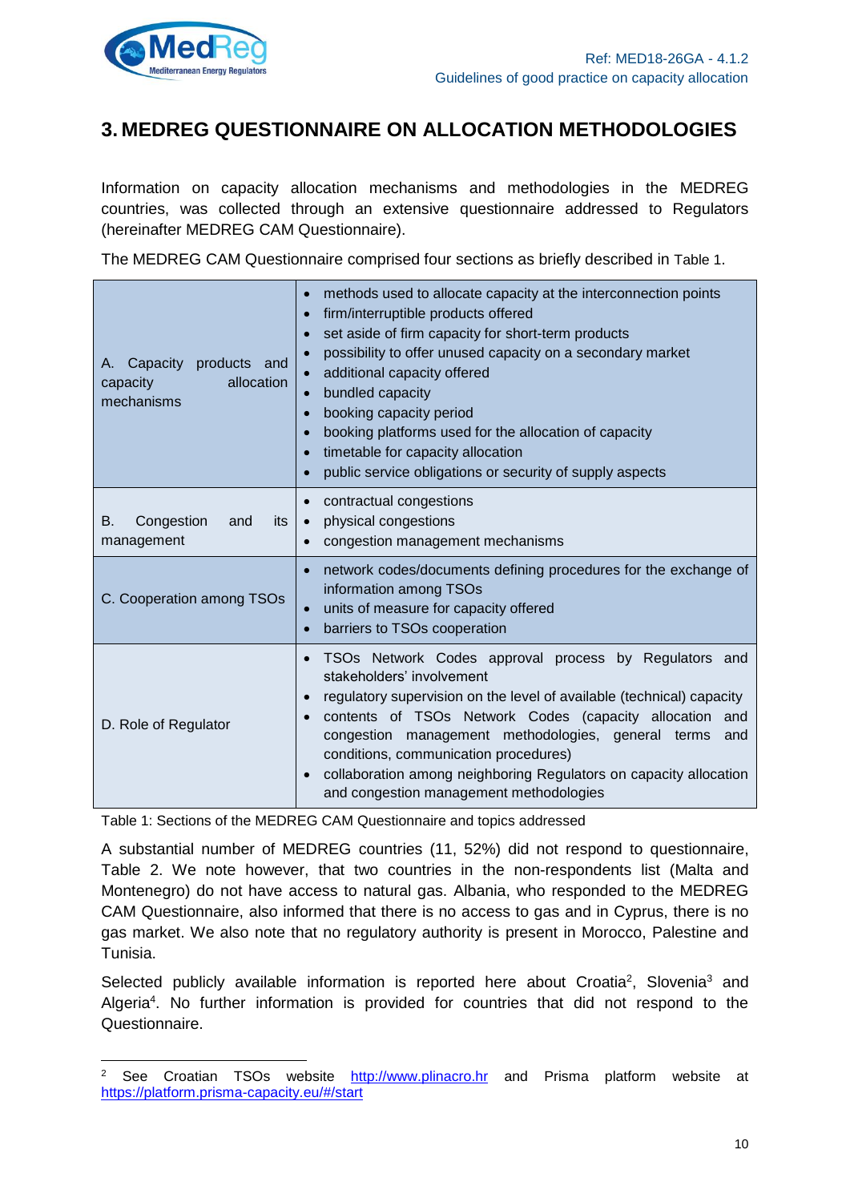# 3. MEDREG QUESTIONNAIRE ON ALLOCATION METHODOLOGIES

Information on capacity allocation mechanisms and methodologies in the MEDREG countries, was collected through an extensive questionnaire addressed to Regulators (hereinafter MEDREG CAM Questionnaire).

The MEDREG CAM Questionnaire comprised four sections as briefly described in Table 1.

| Section | Topics addressed |
| --- | --- |
| A. Capacity products and capacity allocation mechanisms | • methods used to allocate capacity at the interconnection points<br>• firm/interruptible products offered<br>• set aside of firm capacity for short-term products<br>• possibility to offer unused capacity on a secondary market<br>• additional capacity offered<br>• bundled capacity<br>• booking capacity period<br>• booking platforms used for the allocation of capacity<br>• timetable for capacity allocation<br>• public service obligations or security of supply aspects |
| B. Congestion and its management | • contractual congestions<br>• physical congestions<br>• congestion management mechanisms |
| C. Cooperation among TSOs | • network codes/documents defining procedures for the exchange of information among TSOs<br>• units of measure for capacity offered<br>• barriers to TSOs cooperation |
| D. Role of Regulator | • TSOs Network Codes approval process by Regulators and stakeholders' involvement<br>• regulatory supervision on the level of available (technical) capacity<br>• contents of TSOs Network Codes (capacity allocation and congestion management methodologies, general terms and conditions, communication procedures)<br>• collaboration among neighboring Regulators on capacity allocation and congestion management methodologies |

Table 1: Sections of the MEDREG CAM Questionnaire and topics addressed

A substantial number of MEDREG countries (11, 52%) did not respond to questionnaire, Table 2. We note however, that two countries in the non-respondents list (Malta and Montenegro) do not have access to natural gas. Albania, who responded to the MEDREG CAM Questionnaire, also informed that there is no access to gas and in Cyprus, there is no gas market. We also note that no regulatory authority is present in Morocco, Palestine and Tunisia.

Selected publicly available information is reported here about Croatia[2], Slovenia[3] and Algeria[4]. No further information is provided for countries that did not respond to the Questionnaire.

[2] See Croatian TSOs website http://www.plinacro.hr and Prisma platform website at https://platform.prisma-capacity.eu/#/start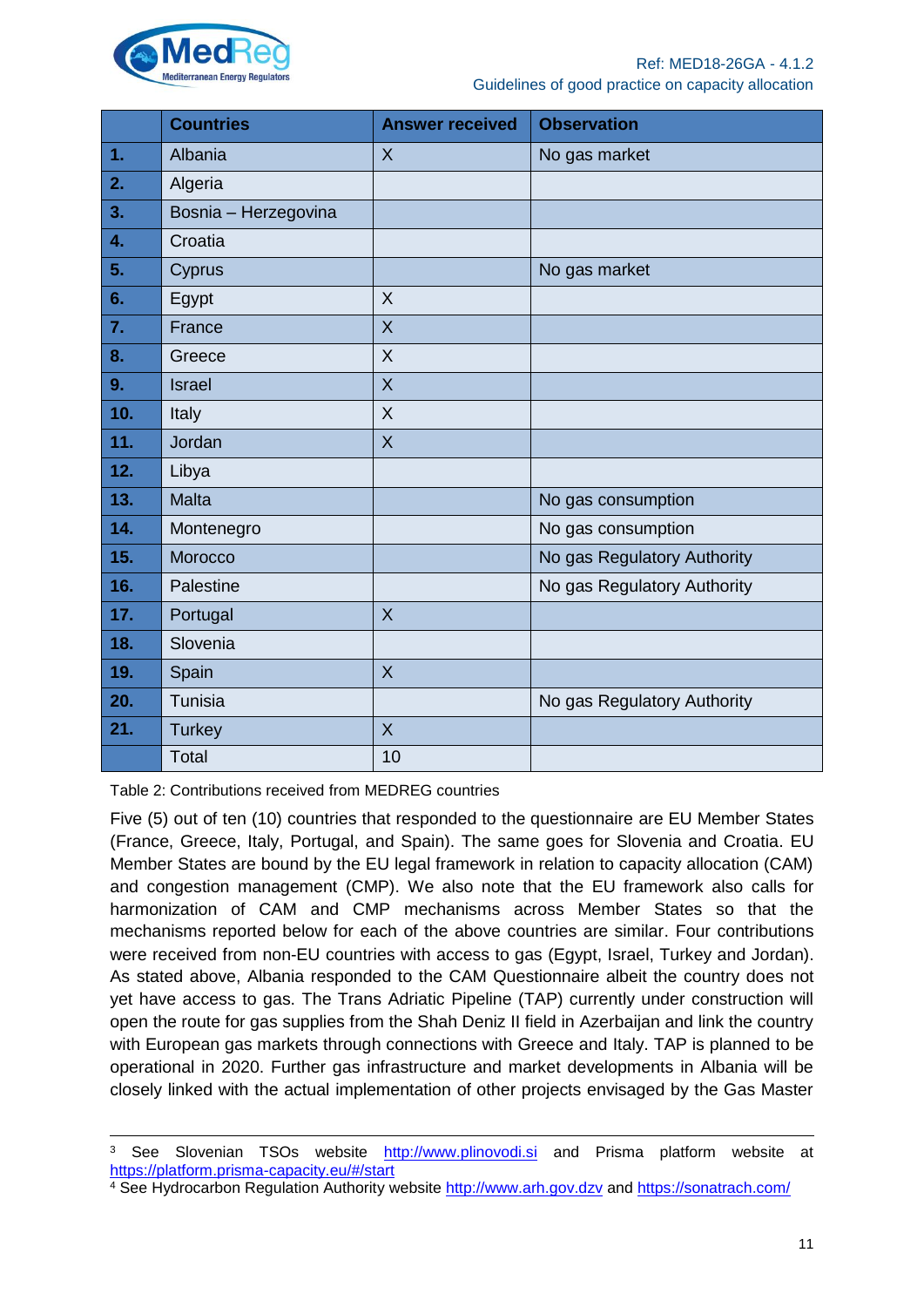| | Countries | Answer received | Observation |
|---|---|---|---|
| **1.** | Albania | X | No gas market |
| **2.** | Algeria | | |
| **3.** | Bosnia – Herzegovina | | |
| **4.** | Croatia | | |
| **5.** | Cyprus | | No gas market |
| **6.** | Egypt | X | |
| **7.** | France | X | |
| **8.** | Greece | X | |
| **9.** | Israel | X | |
| **10.** | Italy | X | |
| **11.** | Jordan | X | |
| **12.** | Libya | | |
| **13.** | Malta | | No gas consumption |
| **14.** | Montenegro | | No gas consumption |
| **15.** | Morocco | | No gas Regulatory Authority |
| **16.** | Palestine | | No gas Regulatory Authority |
| **17.** | Portugal | X | |
| **18.** | Slovenia | | |
| **19.** | Spain | X | |
| **20.** | Tunisia | | No gas Regulatory Authority |
| **21.** | Turkey | X | |
| | Total | 10 | |

Table 2: Contributions received from MEDREG countries

Five (5) out of ten (10) countries that responded to the questionnaire are EU Member States (France, Greece, Italy, Portugal, and Spain). The same goes for Slovenia and Croatia. EU Member States are bound by the EU legal framework in relation to capacity allocation (CAM) and congestion management (CMP). We also note that the EU framework also calls for harmonization of CAM and CMP mechanisms across Member States so that the mechanisms reported below for each of the above countries are similar. Four contributions were received from non-EU countries with access to gas (Egypt, Israel, Turkey and Jordan). As stated above, Albania responded to the CAM Questionnaire albeit the country does not yet have access to gas. The Trans Adriatic Pipeline (TAP) currently under construction will open the route for gas supplies from the Shah Deniz II field in Azerbaijan and link the country with European gas markets through connections with Greece and Italy. TAP is planned to be operational in 2020. Further gas infrastructure and market developments in Albania will be closely linked with the actual implementation of other projects envisaged by the Gas Master

---

[3] See Slovenian TSOs website http://www.plinovodi.si and Prisma platform website at https://platform.prisma-capacity.eu/#/start

[4] See Hydrocarbon Regulation Authority website http://www.arh.gov.dzv and https://sonatrach.com/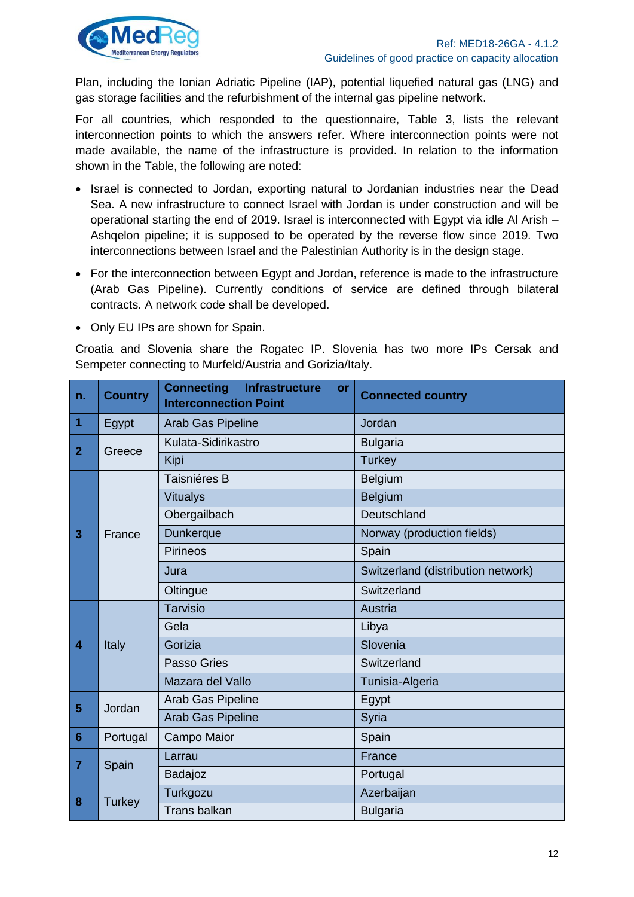Plan, including the Ionian Adriatic Pipeline (IAP), potential liquefied natural gas (LNG) and gas storage facilities and the refurbishment of the internal gas pipeline network.

For all countries, which responded to the questionnaire, Table 3, lists the relevant interconnection points to which the answers refer. Where interconnection points were not made available, the name of the infrastructure is provided. In relation to the information shown in the Table, the following are noted:

- Israel is connected to Jordan, exporting natural to Jordanian industries near the Dead Sea. A new infrastructure to connect Israel with Jordan is under construction and will be operational starting the end of 2019. Israel is interconnected with Egypt via idle Al Arish – Ashqelon pipeline; it is supposed to be operated by the reverse flow since 2019. Two interconnections between Israel and the Palestinian Authority is in the design stage.
- For the interconnection between Egypt and Jordan, reference is made to the infrastructure (Arab Gas Pipeline). Currently conditions of service are defined through bilateral contracts. A network code shall be developed.
- Only EU IPs are shown for Spain.

Croatia and Slovenia share the Rogatec IP. Slovenia has two more IPs Cersak and Sempeter connecting to Murfeld/Austria and Gorizia/Italy.

| n. | Country | Connecting Infrastructure or Interconnection Point | Connected country |
|---|---|---|---|
| 1 | Egypt | Arab Gas Pipeline | Jordan |
| 2 | Greece | Kulata-Sidirikastro | Bulgaria |
| | | Kipi | Turkey |
| 3 | France | Taisniéres B | Belgium |
| | | Vitualys | Belgium |
| | | Obergailbach | Deutschland |
| | | Dunkerque | Norway (production fields) |
| | | Pirineos | Spain |
| | | Jura | Switzerland (distribution network) |
| | | Oltingue | Switzerland |
| 4 | Italy | Tarvisio | Austria |
| | | Gela | Libya |
| | | Gorizia | Slovenia |
| | | Passo Gries | Switzerland |
| | | Mazara del Vallo | Tunisia-Algeria |
| 5 | Jordan | Arab Gas Pipeline | Egypt |
| | | Arab Gas Pipeline | Syria |
| 6 | Portugal | Campo Maior | Spain |
| 7 | Spain | Larrau | France |
| | | Badajoz | Portugal |
| 8 | Turkey | Turkgozu | Azerbaijan |
| | | Trans balkan | Bulgaria |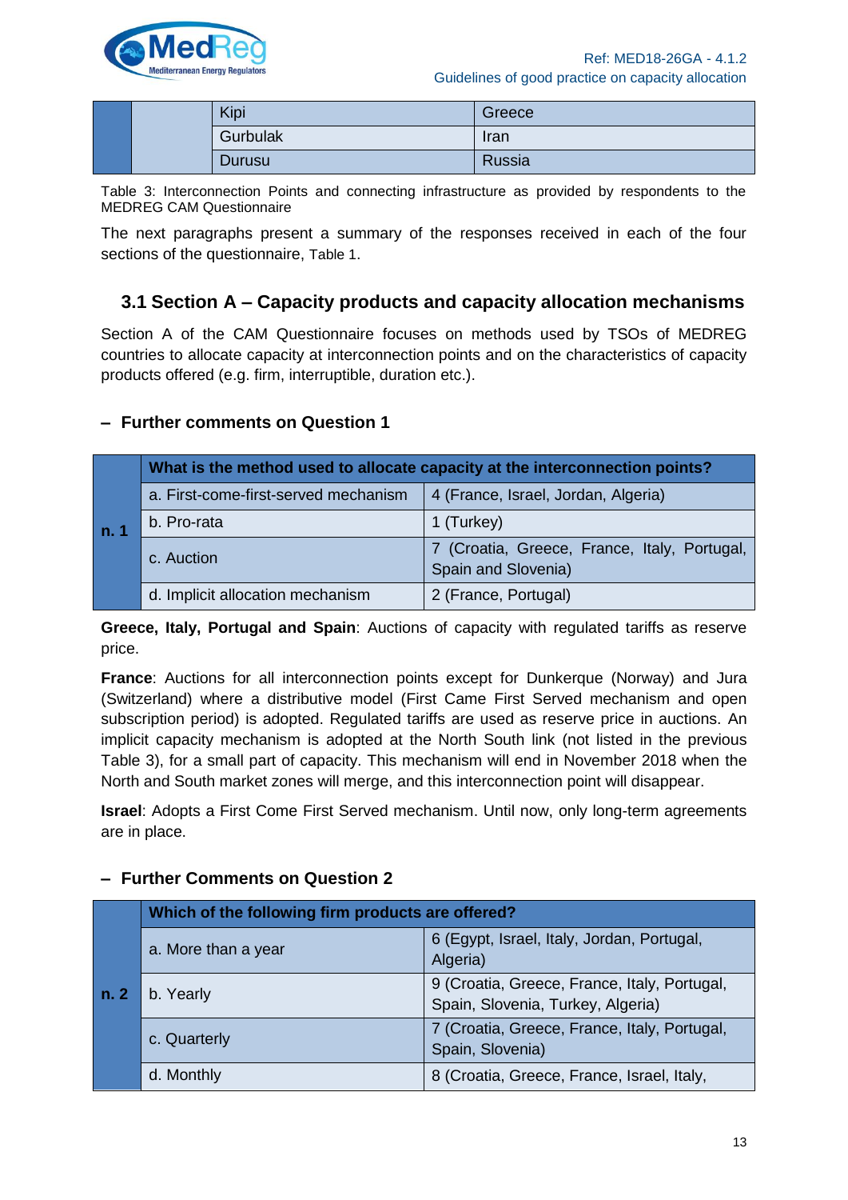| | | | |
|---|---|---|---|
| | | Kipi | Greece |
| | | Gurbulak | Iran |
| | | Durusu | Russia |

Table 3: Interconnection Points and connecting infrastructure as provided by respondents to the MEDREG CAM Questionnaire

The next paragraphs present a summary of the responses received in each of the four sections of the questionnaire, Table 1.

## 3.1 Section A – Capacity products and capacity allocation mechanisms

Section A of the CAM Questionnaire focuses on methods used by TSOs of MEDREG countries to allocate capacity at interconnection points and on the characteristics of capacity products offered (e.g. firm, interruptible, duration etc.).

### – Further comments on Question 1

| | What is the method used to allocate capacity at the interconnection points? | |
|---|---|---|
| **n. 1** | a. First-come-first-served mechanism | 4 (France, Israel, Jordan, Algeria) |
| | b. Pro-rata | 1 (Turkey) |
| | c. Auction | 7 (Croatia, Greece, France, Italy, Portugal, Spain and Slovenia) |
| | d. Implicit allocation mechanism | 2 (France, Portugal) |

**Greece, Italy, Portugal and Spain**: Auctions of capacity with regulated tariffs as reserve price.

**France**: Auctions for all interconnection points except for Dunkerque (Norway) and Jura (Switzerland) where a distributive model (First Came First Served mechanism and open subscription period) is adopted. Regulated tariffs are used as reserve price in auctions. An implicit capacity mechanism is adopted at the North South link (not listed in the previous Table 3), for a small part of capacity. This mechanism will end in November 2018 when the North and South market zones will merge, and this interconnection point will disappear.

**Israel**: Adopts a First Come First Served mechanism. Until now, only long-term agreements are in place.

### – Further Comments on Question 2

| | Which of the following firm products are offered? | |
|---|---|---|
| **n. 2** | a. More than a year | 6 (Egypt, Israel, Italy, Jordan, Portugal, Algeria) |
| | b. Yearly | 9 (Croatia, Greece, France, Italy, Portugal, Spain, Slovenia, Turkey, Algeria) |
| | c. Quarterly | 7 (Croatia, Greece, France, Italy, Portugal, Spain, Slovenia) |
| | d. Monthly | 8 (Croatia, Greece, France, Israel, Italy, |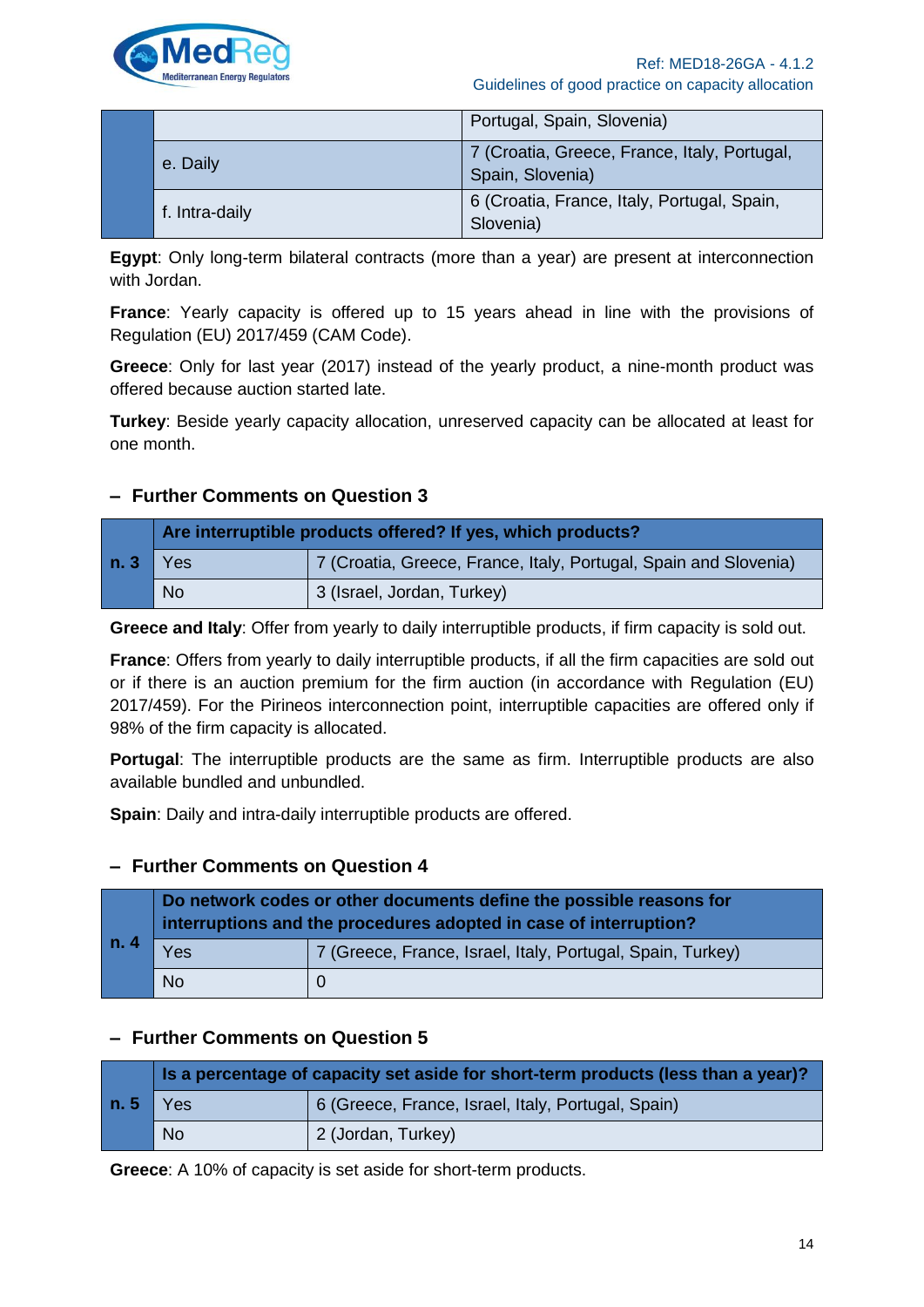| | | |
|---|---|---|
| | | Portugal, Spain, Slovenia) |
| | e. Daily | 7 (Croatia, Greece, France, Italy, Portugal, Spain, Slovenia) |
| | f. Intra-daily | 6 (Croatia, France, Italy, Portugal, Spain, Slovenia) |

**Egypt**: Only long-term bilateral contracts (more than a year) are present at interconnection with Jordan.

**France**: Yearly capacity is offered up to 15 years ahead in line with the provisions of Regulation (EU) 2017/459 (CAM Code).

**Greece**: Only for last year (2017) instead of the yearly product, a nine-month product was offered because auction started late.

**Turkey**: Beside yearly capacity allocation, unreserved capacity can be allocated at least for one month.

### – Further Comments on Question 3

| n. 3 | Are interruptible products offered? If yes, which products? | |
|---|---|---|
| | Yes | 7 (Croatia, Greece, France, Italy, Portugal, Spain and Slovenia) |
| | No | 3 (Israel, Jordan, Turkey) |

**Greece and Italy**: Offer from yearly to daily interruptible products, if firm capacity is sold out.

**France**: Offers from yearly to daily interruptible products, if all the firm capacities are sold out or if there is an auction premium for the firm auction (in accordance with Regulation (EU) 2017/459). For the Pirineos interconnection point, interruptible capacities are offered only if 98% of the firm capacity is allocated.

**Portugal**: The interruptible products are the same as firm. Interruptible products are also available bundled and unbundled.

**Spain**: Daily and intra-daily interruptible products are offered.

### – Further Comments on Question 4

| n. 4 | Do network codes or other documents define the possible reasons for interruptions and the procedures adopted in case of interruption? | |
|---|---|---|
| | Yes | 7 (Greece, France, Israel, Italy, Portugal, Spain, Turkey) |
| | No | 0 |

### – Further Comments on Question 5

| n. 5 | Is a percentage of capacity set aside for short-term products (less than a year)? | |
|---|---|---|
| | Yes | 6 (Greece, France, Israel, Italy, Portugal, Spain) |
| | No | 2 (Jordan, Turkey) |

**Greece**: A 10% of capacity is set aside for short-term products.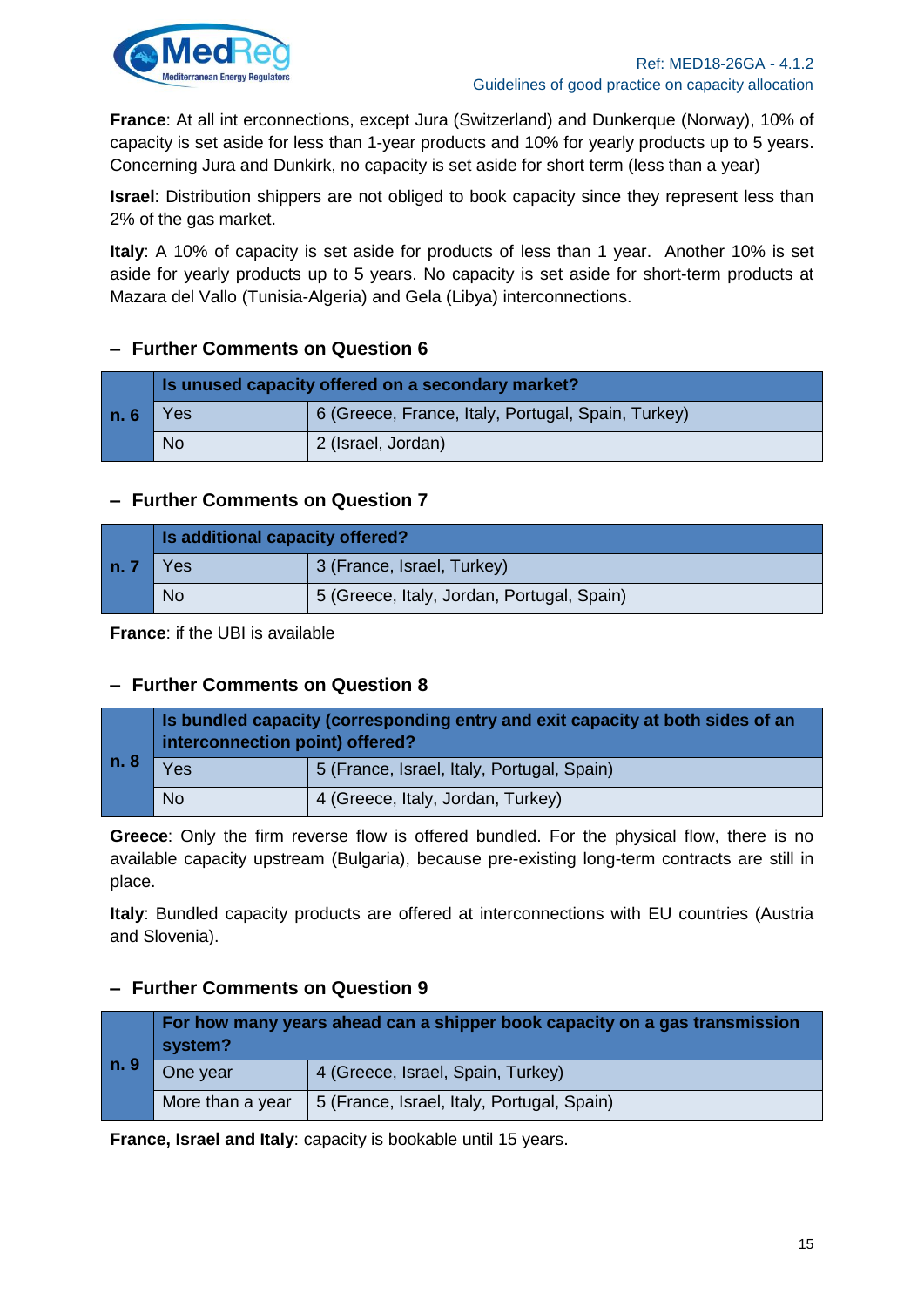**France**: At all int erconnections, except Jura (Switzerland) and Dunkerque (Norway), 10% of capacity is set aside for less than 1-year products and 10% for yearly products up to 5 years. Concerning Jura and Dunkirk, no capacity is set aside for short term (less than a year)

**Israel**: Distribution shippers are not obliged to book capacity since they represent less than 2% of the gas market.

**Italy**: A 10% of capacity is set aside for products of less than 1 year. Another 10% is set aside for yearly products up to 5 years. No capacity is set aside for short-term products at Mazara del Vallo (Tunisia-Algeria) and Gela (Libya) interconnections.

## – Further Comments on Question 6

| n. 6 | Is unused capacity offered on a secondary market? | |
|---|---|---|
| | Yes | 6 (Greece, France, Italy, Portugal, Spain, Turkey) |
| | No | 2 (Israel, Jordan) |

## – Further Comments on Question 7

| n. 7 | Is additional capacity offered? | |
|---|---|---|
| | Yes | 3 (France, Israel, Turkey) |
| | No | 5 (Greece, Italy, Jordan, Portugal, Spain) |

**France**: if the UBI is available

## – Further Comments on Question 8

| n. 8 | Is bundled capacity (corresponding entry and exit capacity at both sides of an interconnection point) offered? | |
|---|---|---|
| | Yes | 5 (France, Israel, Italy, Portugal, Spain) |
| | No | 4 (Greece, Italy, Jordan, Turkey) |

**Greece**: Only the firm reverse flow is offered bundled. For the physical flow, there is no available capacity upstream (Bulgaria), because pre-existing long-term contracts are still in place.

**Italy**: Bundled capacity products are offered at interconnections with EU countries (Austria and Slovenia).

## – Further Comments on Question 9

| n. 9 | For how many years ahead can a shipper book capacity on a gas transmission system? | |
|---|---|---|
| | One year | 4 (Greece, Israel, Spain, Turkey) |
| | More than a year | 5 (France, Israel, Italy, Portugal, Spain) |

**France, Israel and Italy**: capacity is bookable until 15 years.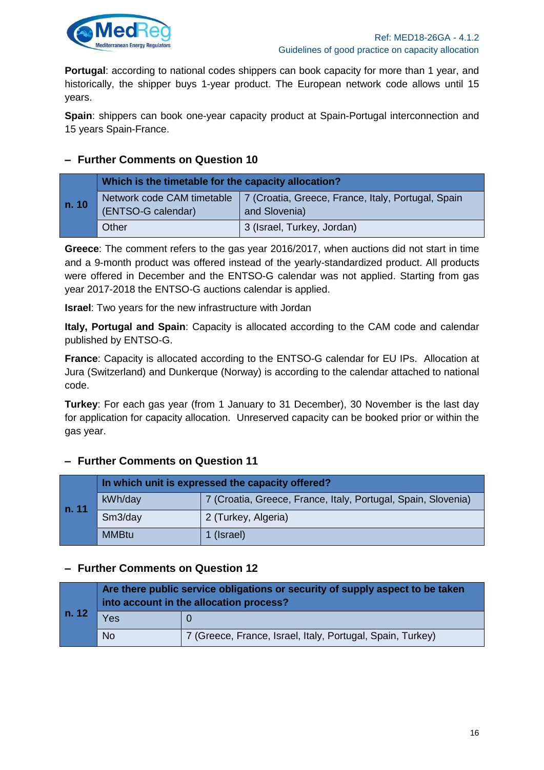**Portugal**: according to national codes shippers can book capacity for more than 1 year, and historically, the shipper buys 1-year product. The European network code allows until 15 years.

**Spain**: shippers can book one-year capacity product at Spain-Portugal interconnection and 15 years Spain-France.

### – Further Comments on Question 10

| n. 10 | Which is the timetable for the capacity allocation? | |
|---|---|---|
| | Network code CAM timetable (ENTSO-G calendar) | 7 (Croatia, Greece, France, Italy, Portugal, Spain and Slovenia) |
| | Other | 3 (Israel, Turkey, Jordan) |

**Greece**: The comment refers to the gas year 2016/2017, when auctions did not start in time and a 9-month product was offered instead of the yearly-standardized product. All products were offered in December and the ENTSO-G calendar was not applied. Starting from gas year 2017-2018 the ENTSO-G auctions calendar is applied.

**Israel**: Two years for the new infrastructure with Jordan

**Italy, Portugal and Spain**: Capacity is allocated according to the CAM code and calendar published by ENTSO-G.

**France**: Capacity is allocated according to the ENTSO-G calendar for EU IPs. Allocation at Jura (Switzerland) and Dunkerque (Norway) is according to the calendar attached to national code.

**Turkey**: For each gas year (from 1 January to 31 December), 30 November is the last day for application for capacity allocation. Unreserved capacity can be booked prior or within the gas year.

### – Further Comments on Question 11

| n. 11 | In which unit is expressed the capacity offered? | |
|---|---|---|
| | kWh/day | 7 (Croatia, Greece, France, Italy, Portugal, Spain, Slovenia) |
| | Sm3/day | 2 (Turkey, Algeria) |
| | MMBtu | 1 (Israel) |

### – Further Comments on Question 12

| n. 12 | Are there public service obligations or security of supply aspect to be taken into account in the allocation process? | |
|---|---|---|
| | Yes | 0 |
| | No | 7 (Greece, France, Israel, Italy, Portugal, Spain, Turkey) |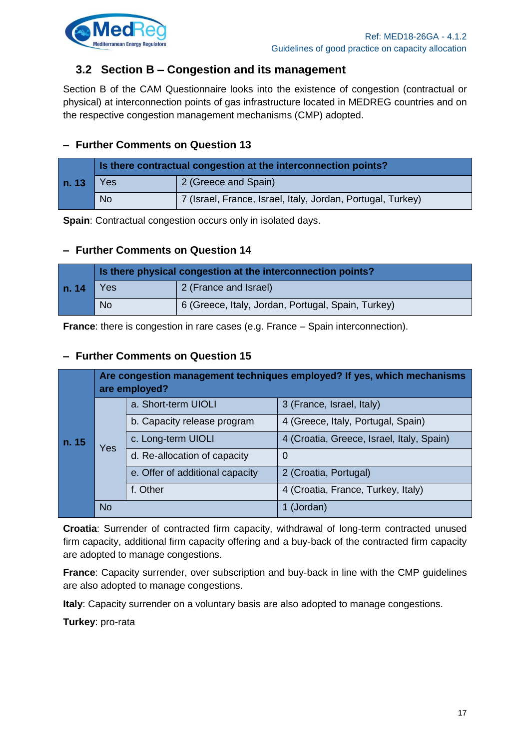## 3.2 Section B – Congestion and its management

Section B of the CAM Questionnaire looks into the existence of congestion (contractual or physical) at interconnection points of gas infrastructure located in MEDREG countries and on the respective congestion management mechanisms (CMP) adopted.

### – Further Comments on Question 13

| | Is there contractual congestion at the interconnection points? | |
|---|---|---|
| **n. 13** | Yes | 2 (Greece and Spain) |
| | No | 7 (Israel, France, Israel, Italy, Jordan, Portugal, Turkey) |

**Spain**: Contractual congestion occurs only in isolated days.

### – Further Comments on Question 14

| | Is there physical congestion at the interconnection points? | |
|---|---|---|
| **n. 14** | Yes | 2 (France and Israel) |
| | No | 6 (Greece, Italy, Jordan, Portugal, Spain, Turkey) |

**France**: there is congestion in rare cases (e.g. France – Spain interconnection).

### – Further Comments on Question 15

| | Are congestion management techniques employed? If yes, which mechanisms are employed? | | |
|---|---|---|---|
| **n. 15** | Yes | a. Short-term UIOLI | 3 (France, Israel, Italy) |
| | | b. Capacity release program | 4 (Greece, Italy, Portugal, Spain) |
| | | c. Long-term UIOLI | 4 (Croatia, Greece, Israel, Italy, Spain) |
| | | d. Re-allocation of capacity | 0 |
| | | e. Offer of additional capacity | 2 (Croatia, Portugal) |
| | | f. Other | 4 (Croatia, France, Turkey, Italy) |
| | No | | 1 (Jordan) |

**Croatia**: Surrender of contracted firm capacity, withdrawal of long-term contracted unused firm capacity, additional firm capacity offering and a buy-back of the contracted firm capacity are adopted to manage congestions.

**France**: Capacity surrender, over subscription and buy-back in line with the CMP guidelines are also adopted to manage congestions.

**Italy**: Capacity surrender on a voluntary basis are also adopted to manage congestions.

**Turkey**: pro-rata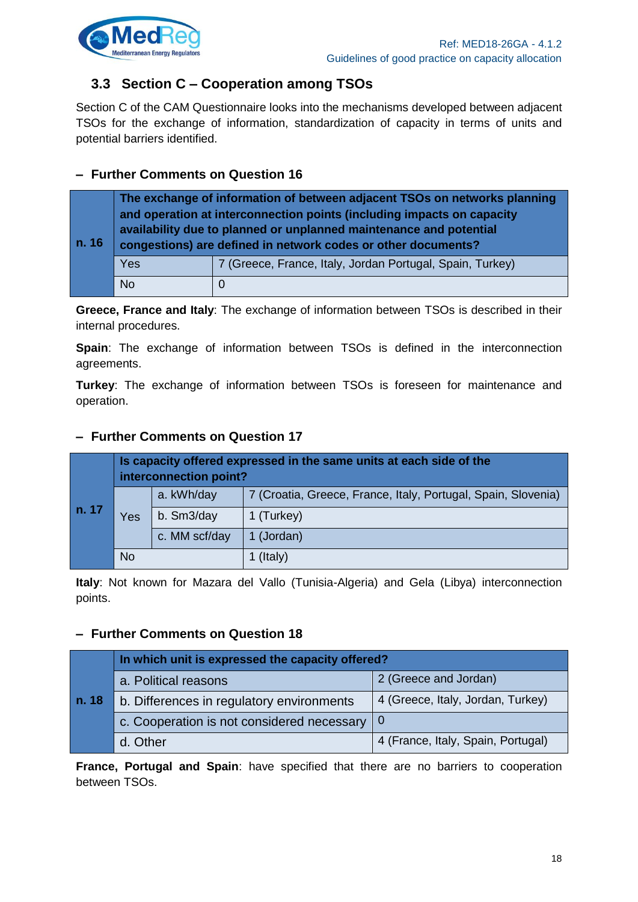## 3.3 Section C – Cooperation among TSOs

Section C of the CAM Questionnaire looks into the mechanisms developed between adjacent TSOs for the exchange of information, standardization of capacity in terms of units and potential barriers identified.

### – Further Comments on Question 16

| n. 16 | The exchange of information of between adjacent TSOs on networks planning and operation at interconnection points (including impacts on capacity availability due to planned or unplanned maintenance and potential congestions) are defined in network codes or other documents? | |
|---|---|---|
| | Yes | 7 (Greece, France, Italy, Jordan Portugal, Spain, Turkey) |
| | No | 0 |

**Greece, France and Italy**: The exchange of information between TSOs is described in their internal procedures.

**Spain**: The exchange of information between TSOs is defined in the interconnection agreements.

**Turkey**: The exchange of information between TSOs is foreseen for maintenance and operation.

### – Further Comments on Question 17

| n. 17 | Is capacity offered expressed in the same units at each side of the interconnection point? | | |
|---|---|---|---|
| | Yes | a. kWh/day | 7 (Croatia, Greece, France, Italy, Portugal, Spain, Slovenia) |
| | | b. Sm3/day | 1 (Turkey) |
| | | c. MM scf/day | 1 (Jordan) |
| | No | | 1 (Italy) |

**Italy**: Not known for Mazara del Vallo (Tunisia-Algeria) and Gela (Libya) interconnection points.

### – Further Comments on Question 18

| n. 18 | In which unit is expressed the capacity offered? | |
|---|---|---|
| | a. Political reasons | 2 (Greece and Jordan) |
| | b. Differences in regulatory environments | 4 (Greece, Italy, Jordan, Turkey) |
| | c. Cooperation is not considered necessary | 0 |
| | d. Other | 4 (France, Italy, Spain, Portugal) |

**France, Portugal and Spain**: have specified that there are no barriers to cooperation between TSOs.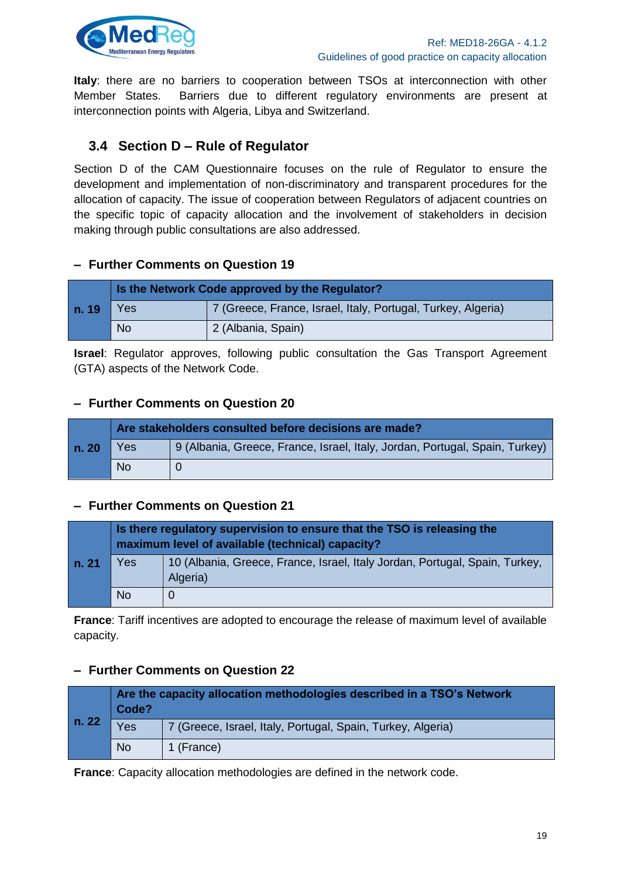**Italy**: there are no barriers to cooperation between TSOs at interconnection with other Member States. Barriers due to different regulatory environments are present at interconnection points with Algeria, Libya and Switzerland.

## 3.4 Section D – Rule of Regulator

Section D of the CAM Questionnaire focuses on the rule of Regulator to ensure the development and implementation of non-discriminatory and transparent procedures for the allocation of capacity. The issue of cooperation between Regulators of adjacent countries on the specific topic of capacity allocation and the involvement of stakeholders in decision making through public consultations are also addressed.

### – Further Comments on Question 19

| n. 19 | Is the Network Code approved by the Regulator? | |
|---|---|---|
| | Yes | 7 (Greece, France, Israel, Italy, Portugal, Turkey, Algeria) |
| | No | 2 (Albania, Spain) |

**Israel**: Regulator approves, following public consultation the Gas Transport Agreement (GTA) aspects of the Network Code.

### – Further Comments on Question 20

| n. 20 | Are stakeholders consulted before decisions are made? | |
|---|---|---|
| | Yes | 9 (Albania, Greece, France, Israel, Italy, Jordan, Portugal, Spain, Turkey) |
| | No | 0 |

### – Further Comments on Question 21

| n. 21 | Is there regulatory supervision to ensure that the TSO is releasing the maximum level of available (technical) capacity? | |
|---|---|---|
| | Yes | 10 (Albania, Greece, France, Israel, Italy Jordan, Portugal, Spain, Turkey, Algeria) |
| | No | 0 |

**France**: Tariff incentives are adopted to encourage the release of maximum level of available capacity.

### – Further Comments on Question 22

| n. 22 | Are the capacity allocation methodologies described in a TSO's Network Code? | |
|---|---|---|
| | Yes | 7 (Greece, Israel, Italy, Portugal, Spain, Turkey, Algeria) |
| | No | 1 (France) |

**France**: Capacity allocation methodologies are defined in the network code.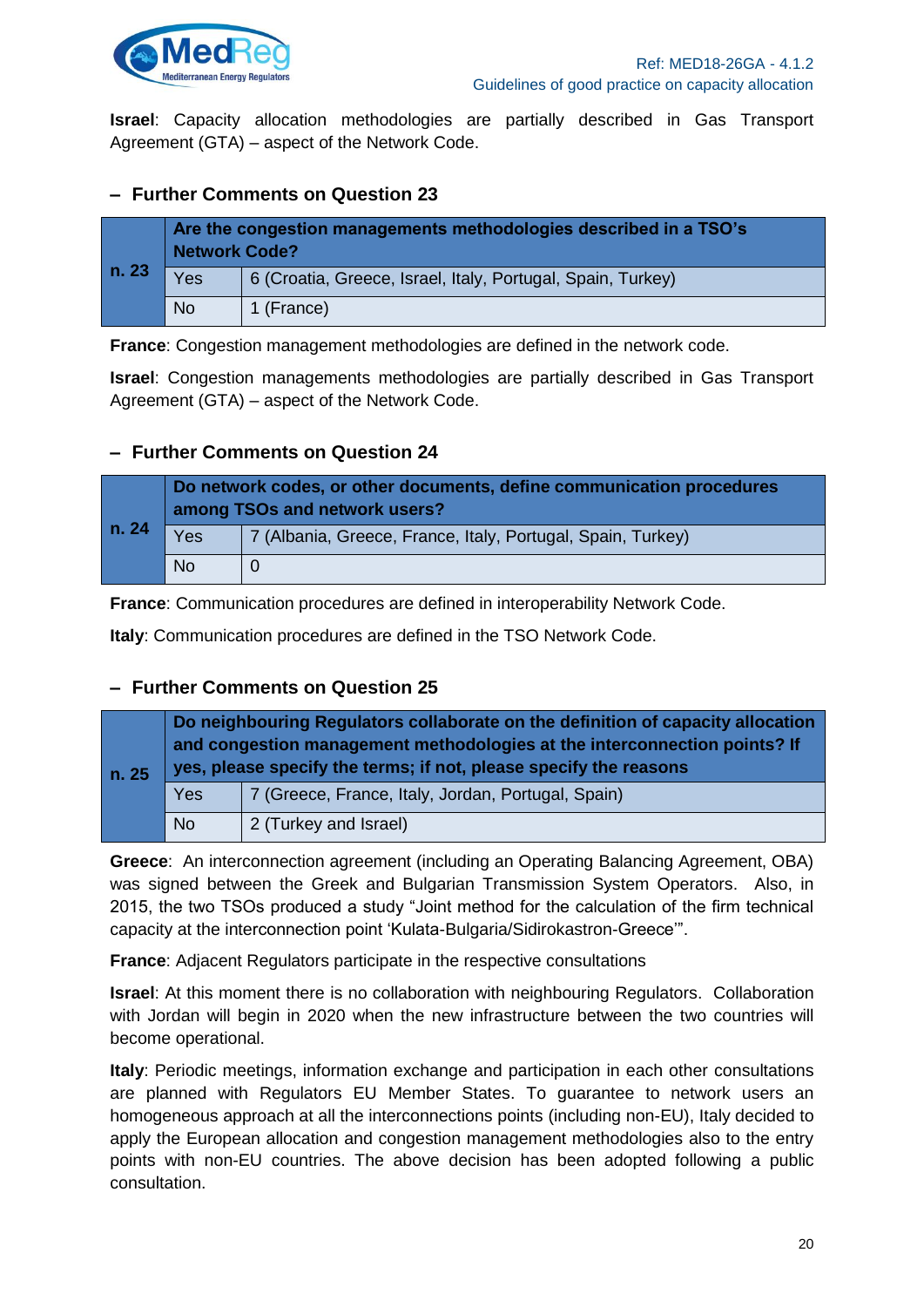**Israel**: Capacity allocation methodologies are partially described in Gas Transport Agreement (GTA) – aspect of the Network Code.

## – Further Comments on Question 23

| n. 23 | Are the congestion managements methodologies described in a TSO's Network Code? | |
|---|---|---|
| | Yes | 6 (Croatia, Greece, Israel, Italy, Portugal, Spain, Turkey) |
| | No | 1 (France) |

**France**: Congestion management methodologies are defined in the network code.

**Israel**: Congestion managements methodologies are partially described in Gas Transport Agreement (GTA) – aspect of the Network Code.

## – Further Comments on Question 24

| n. 24 | Do network codes, or other documents, define communication procedures among TSOs and network users? | |
|---|---|---|
| | Yes | 7 (Albania, Greece, France, Italy, Portugal, Spain, Turkey) |
| | No | 0 |

**France**: Communication procedures are defined in interoperability Network Code.

**Italy**: Communication procedures are defined in the TSO Network Code.

## – Further Comments on Question 25

| n. 25 | Do neighbouring Regulators collaborate on the definition of capacity allocation and congestion management methodologies at the interconnection points? If yes, please specify the terms; if not, please specify the reasons | |
|---|---|---|
| | Yes | 7 (Greece, France, Italy, Jordan, Portugal, Spain) |
| | No | 2 (Turkey and Israel) |

**Greece**: An interconnection agreement (including an Operating Balancing Agreement, OBA) was signed between the Greek and Bulgarian Transmission System Operators. Also, in 2015, the two TSOs produced a study "Joint method for the calculation of the firm technical capacity at the interconnection point 'Kulata-Bulgaria/Sidirokastron-Greece'".

**France**: Adjacent Regulators participate in the respective consultations

**Israel**: At this moment there is no collaboration with neighbouring Regulators. Collaboration with Jordan will begin in 2020 when the new infrastructure between the two countries will become operational.

**Italy**: Periodic meetings, information exchange and participation in each other consultations are planned with Regulators EU Member States. To guarantee to network users an homogeneous approach at all the interconnections points (including non-EU), Italy decided to apply the European allocation and congestion management methodologies also to the entry points with non-EU countries. The above decision has been adopted following a public consultation.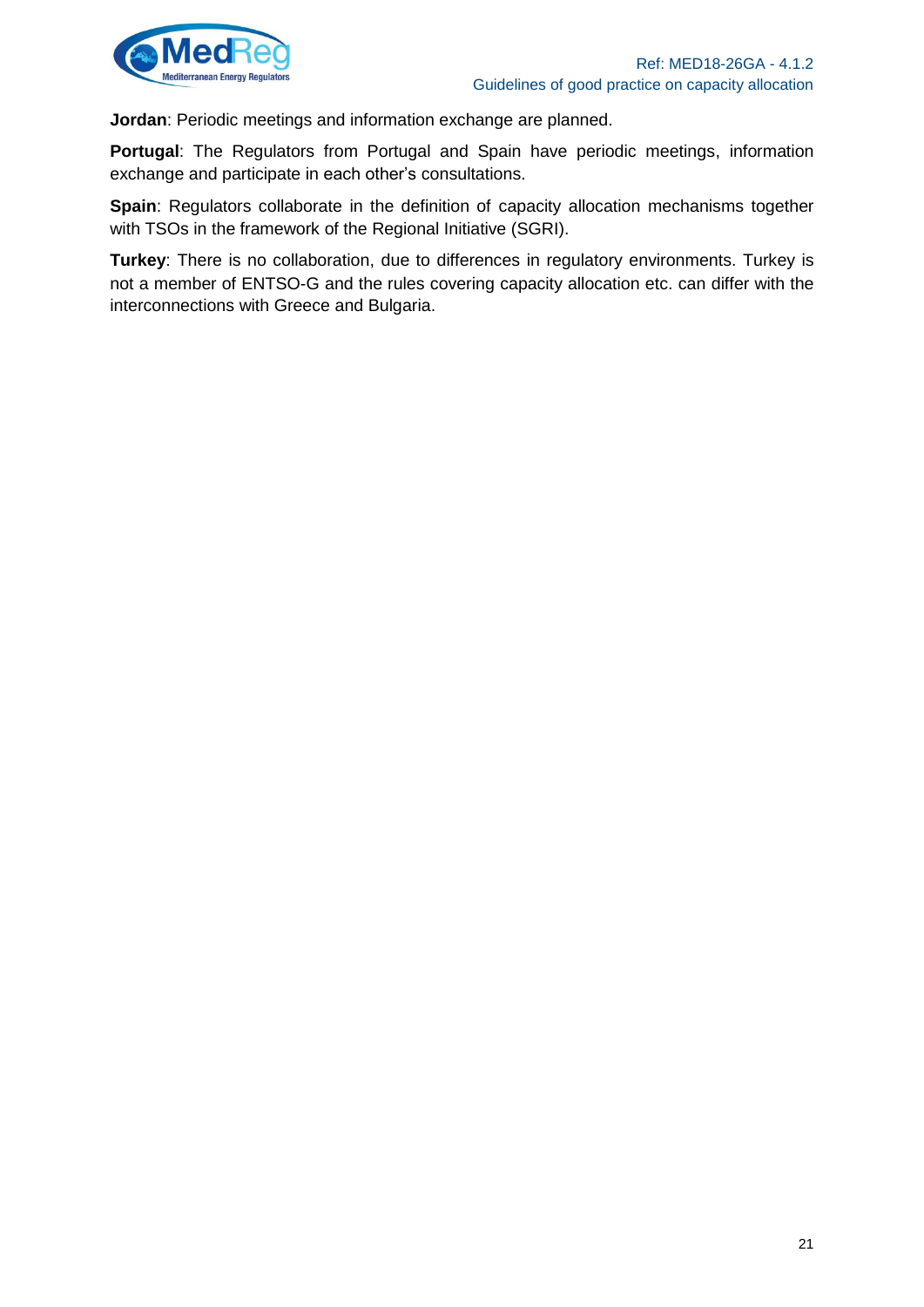**Jordan**: Periodic meetings and information exchange are planned.

**Portugal**: The Regulators from Portugal and Spain have periodic meetings, information exchange and participate in each other's consultations.

**Spain**: Regulators collaborate in the definition of capacity allocation mechanisms together with TSOs in the framework of the Regional Initiative (SGRI).

**Turkey**: There is no collaboration, due to differences in regulatory environments. Turkey is not a member of ENTSO-G and the rules covering capacity allocation etc. can differ with the interconnections with Greece and Bulgaria.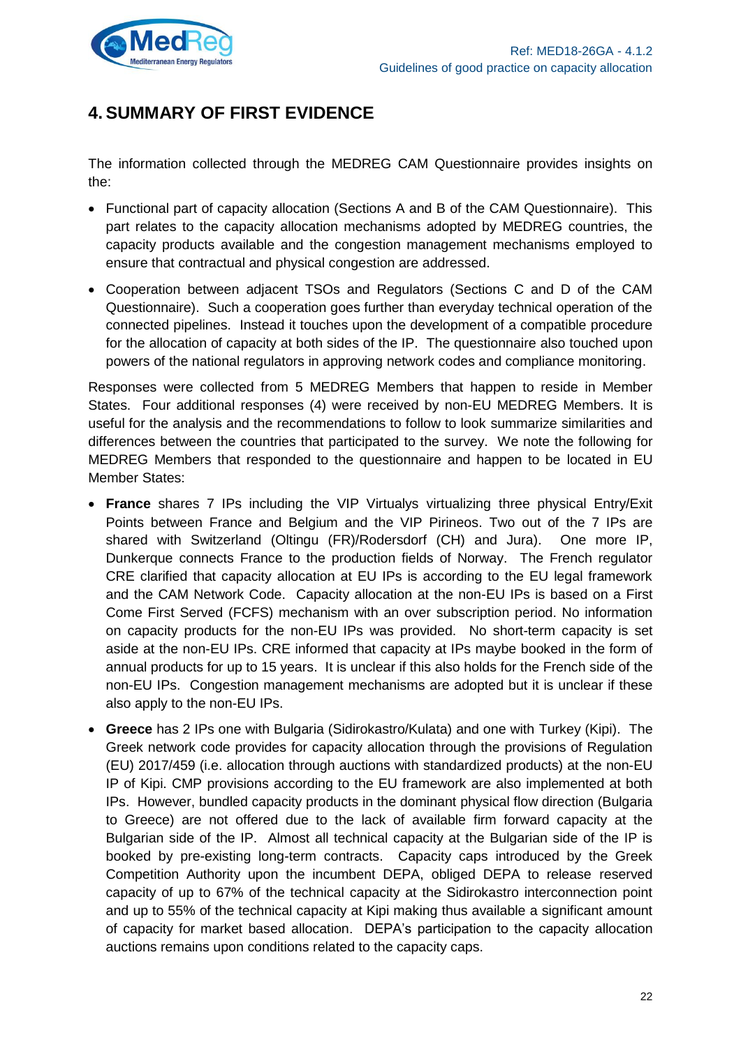# 4. SUMMARY OF FIRST EVIDENCE

The information collected through the MEDREG CAM Questionnaire provides insights on the:

- Functional part of capacity allocation (Sections A and B of the CAM Questionnaire). This part relates to the capacity allocation mechanisms adopted by MEDREG countries, the capacity products available and the congestion management mechanisms employed to ensure that contractual and physical congestion are addressed.
- Cooperation between adjacent TSOs and Regulators (Sections C and D of the CAM Questionnaire). Such a cooperation goes further than everyday technical operation of the connected pipelines. Instead it touches upon the development of a compatible procedure for the allocation of capacity at both sides of the IP. The questionnaire also touched upon powers of the national regulators in approving network codes and compliance monitoring.

Responses were collected from 5 MEDREG Members that happen to reside in Member States. Four additional responses (4) were received by non-EU MEDREG Members. It is useful for the analysis and the recommendations to follow to look summarize similarities and differences between the countries that participated to the survey. We note the following for MEDREG Members that responded to the questionnaire and happen to be located in EU Member States:

- **France** shares 7 IPs including the VIP Virtualys virtualizing three physical Entry/Exit Points between France and Belgium and the VIP Pirineos. Two out of the 7 IPs are shared with Switzerland (Oltingu (FR)/Rodersdorf (CH) and Jura). One more IP, Dunkerque connects France to the production fields of Norway. The French regulator CRE clarified that capacity allocation at EU IPs is according to the EU legal framework and the CAM Network Code. Capacity allocation at the non-EU IPs is based on a First Come First Served (FCFS) mechanism with an over subscription period. No information on capacity products for the non-EU IPs was provided. No short-term capacity is set aside at the non-EU IPs. CRE informed that capacity at IPs maybe booked in the form of annual products for up to 15 years. It is unclear if this also holds for the French side of the non-EU IPs. Congestion management mechanisms are adopted but it is unclear if these also apply to the non-EU IPs.
- **Greece** has 2 IPs one with Bulgaria (Sidirokastro/Kulata) and one with Turkey (Kipi). The Greek network code provides for capacity allocation through the provisions of Regulation (EU) 2017/459 (i.e. allocation through auctions with standardized products) at the non-EU IP of Kipi. CMP provisions according to the EU framework are also implemented at both IPs. However, bundled capacity products in the dominant physical flow direction (Bulgaria to Greece) are not offered due to the lack of available firm forward capacity at the Bulgarian side of the IP. Almost all technical capacity at the Bulgarian side of the IP is booked by pre-existing long-term contracts. Capacity caps introduced by the Greek Competition Authority upon the incumbent DEPA, obliged DEPA to release reserved capacity of up to 67% of the technical capacity at the Sidirokastro interconnection point and up to 55% of the technical capacity at Kipi making thus available a significant amount of capacity for market based allocation. DEPA's participation to the capacity allocation auctions remains upon conditions related to the capacity caps.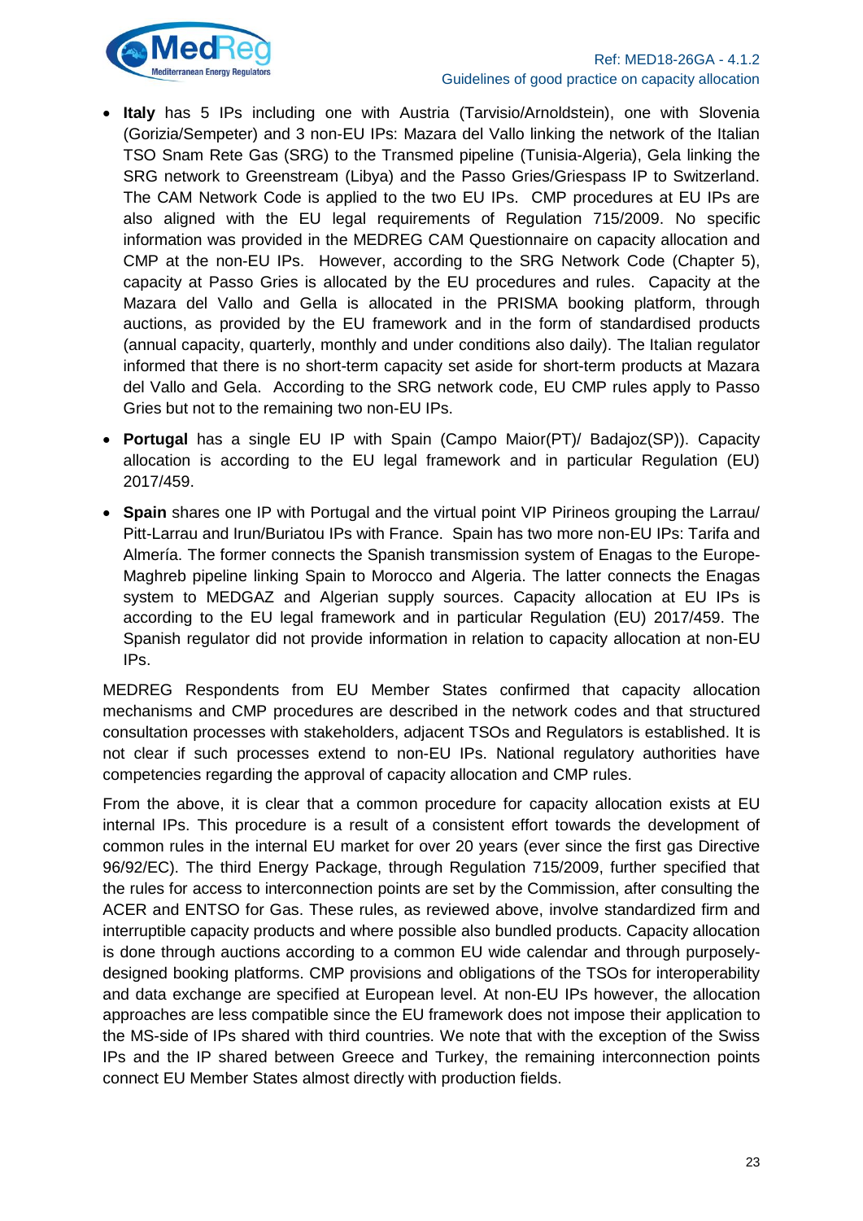- **Italy** has 5 IPs including one with Austria (Tarvisio/Arnoldstein), one with Slovenia (Gorizia/Sempeter) and 3 non-EU IPs: Mazara del Vallo linking the network of the Italian TSO Snam Rete Gas (SRG) to the Transmed pipeline (Tunisia-Algeria), Gela linking the SRG network to Greenstream (Libya) and the Passo Gries/Griespass IP to Switzerland. The CAM Network Code is applied to the two EU IPs. CMP procedures at EU IPs are also aligned with the EU legal requirements of Regulation 715/2009. No specific information was provided in the MEDREG CAM Questionnaire on capacity allocation and CMP at the non-EU IPs. However, according to the SRG Network Code (Chapter 5), capacity at Passo Gries is allocated by the EU procedures and rules. Capacity at the Mazara del Vallo and Gella is allocated in the PRISMA booking platform, through auctions, as provided by the EU framework and in the form of standardised products (annual capacity, quarterly, monthly and under conditions also daily). The Italian regulator informed that there is no short-term capacity set aside for short-term products at Mazara del Vallo and Gela. According to the SRG network code, EU CMP rules apply to Passo Gries but not to the remaining two non-EU IPs.
- **Portugal** has a single EU IP with Spain (Campo Maior(PT)/ Badajoz(SP)). Capacity allocation is according to the EU legal framework and in particular Regulation (EU) 2017/459.
- **Spain** shares one IP with Portugal and the virtual point VIP Pirineos grouping the Larrau/ Pitt-Larrau and Irun/Buriatou IPs with France. Spain has two more non-EU IPs: Tarifa and Almería. The former connects the Spanish transmission system of Enagas to the Europe-Maghreb pipeline linking Spain to Morocco and Algeria. The latter connects the Enagas system to MEDGAZ and Algerian supply sources. Capacity allocation at EU IPs is according to the EU legal framework and in particular Regulation (EU) 2017/459. The Spanish regulator did not provide information in relation to capacity allocation at non-EU IPs.

MEDREG Respondents from EU Member States confirmed that capacity allocation mechanisms and CMP procedures are described in the network codes and that structured consultation processes with stakeholders, adjacent TSOs and Regulators is established. It is not clear if such processes extend to non-EU IPs. National regulatory authorities have competencies regarding the approval of capacity allocation and CMP rules.

From the above, it is clear that a common procedure for capacity allocation exists at EU internal IPs. This procedure is a result of a consistent effort towards the development of common rules in the internal EU market for over 20 years (ever since the first gas Directive 96/92/EC). The third Energy Package, through Regulation 715/2009, further specified that the rules for access to interconnection points are set by the Commission, after consulting the ACER and ENTSO for Gas. These rules, as reviewed above, involve standardized firm and interruptible capacity products and where possible also bundled products. Capacity allocation is done through auctions according to a common EU wide calendar and through purposely-designed booking platforms. CMP provisions and obligations of the TSOs for interoperability and data exchange are specified at European level. At non-EU IPs however, the allocation approaches are less compatible since the EU framework does not impose their application to the MS-side of IPs shared with third countries. We note that with the exception of the Swiss IPs and the IP shared between Greece and Turkey, the remaining interconnection points connect EU Member States almost directly with production fields.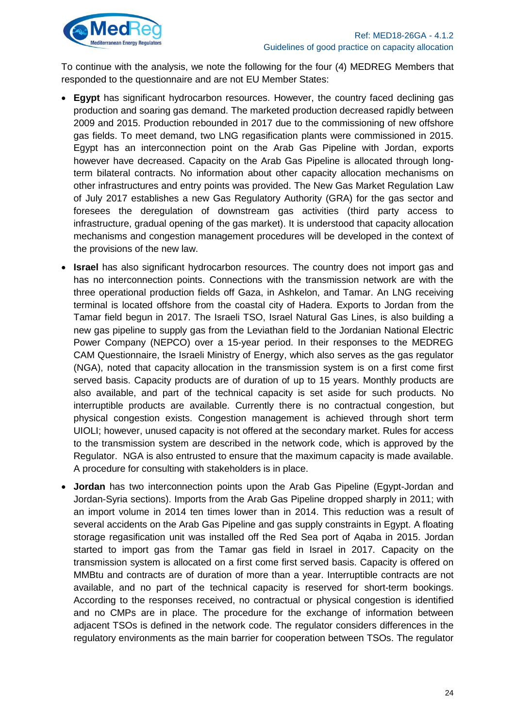To continue with the analysis, we note the following for the four (4) MEDREG Members that responded to the questionnaire and are not EU Member States:

- **Egypt** has significant hydrocarbon resources. However, the country faced declining gas production and soaring gas demand. The marketed production decreased rapidly between 2009 and 2015. Production rebounded in 2017 due to the commissioning of new offshore gas fields. To meet demand, two LNG regasification plants were commissioned in 2015. Egypt has an interconnection point on the Arab Gas Pipeline with Jordan, exports however have decreased. Capacity on the Arab Gas Pipeline is allocated through long-term bilateral contracts. No information about other capacity allocation mechanisms on other infrastructures and entry points was provided. The New Gas Market Regulation Law of July 2017 establishes a new Gas Regulatory Authority (GRA) for the gas sector and foresees the deregulation of downstream gas activities (third party access to infrastructure, gradual opening of the gas market). It is understood that capacity allocation mechanisms and congestion management procedures will be developed in the context of the provisions of the new law.
- **Israel** has also significant hydrocarbon resources. The country does not import gas and has no interconnection points. Connections with the transmission network are with the three operational production fields off Gaza, in Ashkelon, and Tamar. An LNG receiving terminal is located offshore from the coastal city of Hadera. Exports to Jordan from the Tamar field begun in 2017. The Israeli TSO, Israel Natural Gas Lines, is also building a new gas pipeline to supply gas from the Leviathan field to the Jordanian National Electric Power Company (NEPCO) over a 15-year period. In their responses to the MEDREG CAM Questionnaire, the Israeli Ministry of Energy, which also serves as the gas regulator (NGA), noted that capacity allocation in the transmission system is on a first come first served basis. Capacity products are of duration of up to 15 years. Monthly products are also available, and part of the technical capacity is set aside for such products. No interruptible products are available. Currently there is no contractual congestion, but physical congestion exists. Congestion management is achieved through short term UIOLI; however, unused capacity is not offered at the secondary market. Rules for access to the transmission system are described in the network code, which is approved by the Regulator. NGA is also entrusted to ensure that the maximum capacity is made available. A procedure for consulting with stakeholders is in place.
- **Jordan** has two interconnection points upon the Arab Gas Pipeline (Egypt-Jordan and Jordan-Syria sections). Imports from the Arab Gas Pipeline dropped sharply in 2011; with an import volume in 2014 ten times lower than in 2014. This reduction was a result of several accidents on the Arab Gas Pipeline and gas supply constraints in Egypt. A floating storage regasification unit was installed off the Red Sea port of Aqaba in 2015. Jordan started to import gas from the Tamar gas field in Israel in 2017. Capacity on the transmission system is allocated on a first come first served basis. Capacity is offered on MMBtu and contracts are of duration of more than a year. Interruptible contracts are not available, and no part of the technical capacity is reserved for short-term bookings. According to the responses received, no contractual or physical congestion is identified and no CMPs are in place. The procedure for the exchange of information between adjacent TSOs is defined in the network code. The regulator considers differences in the regulatory environments as the main barrier for cooperation between TSOs. The regulator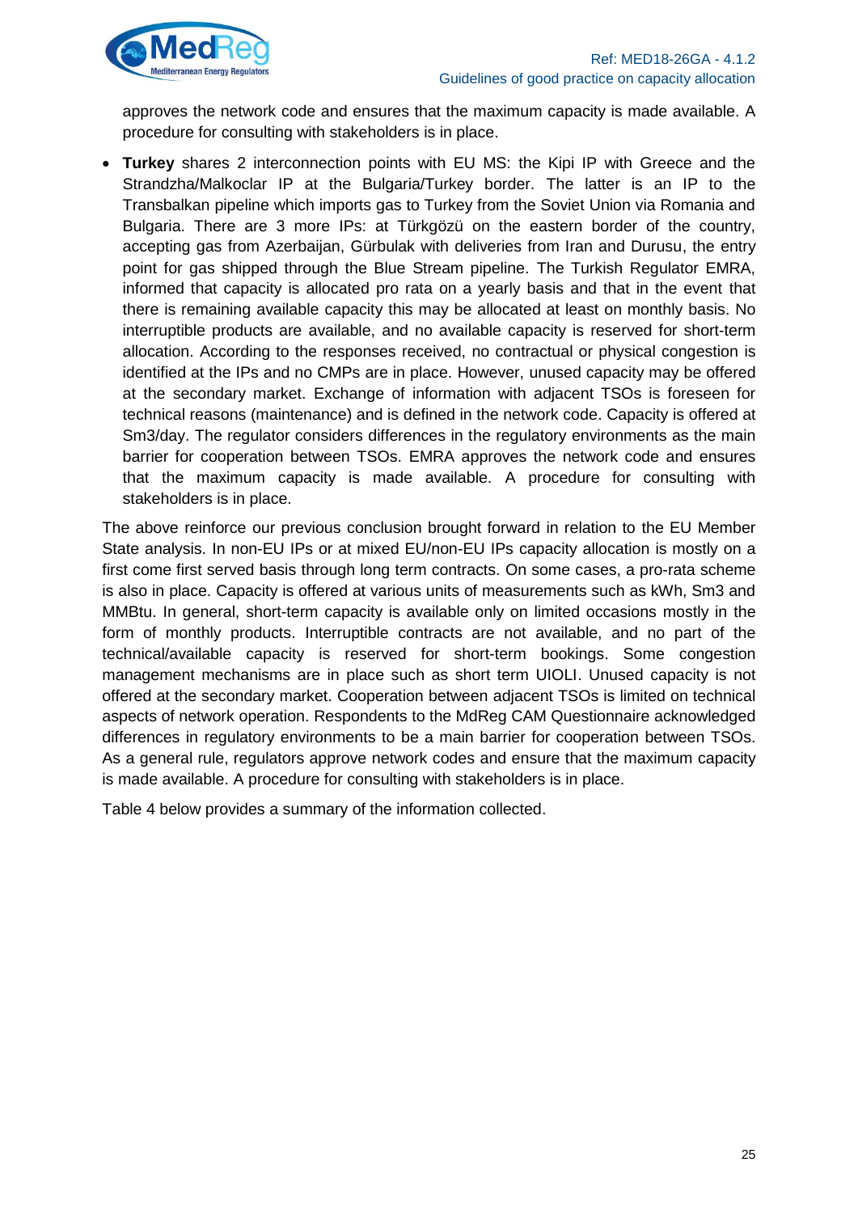approves the network code and ensures that the maximum capacity is made available. A procedure for consulting with stakeholders is in place.

- **Turkey** shares 2 interconnection points with EU MS: the Kipi IP with Greece and the Strandzha/Malkoclar IP at the Bulgaria/Turkey border. The latter is an IP to the Transbalkan pipeline which imports gas to Turkey from the Soviet Union via Romania and Bulgaria. There are 3 more IPs: at Türkgözü on the eastern border of the country, accepting gas from Azerbaijan, Gürbulak with deliveries from Iran and Durusu, the entry point for gas shipped through the Blue Stream pipeline. The Turkish Regulator EMRA, informed that capacity is allocated pro rata on a yearly basis and that in the event that there is remaining available capacity this may be allocated at least on monthly basis. No interruptible products are available, and no available capacity is reserved for short-term allocation. According to the responses received, no contractual or physical congestion is identified at the IPs and no CMPs are in place. However, unused capacity may be offered at the secondary market. Exchange of information with adjacent TSOs is foreseen for technical reasons (maintenance) and is defined in the network code. Capacity is offered at Sm3/day. The regulator considers differences in the regulatory environments as the main barrier for cooperation between TSOs. EMRA approves the network code and ensures that the maximum capacity is made available. A procedure for consulting with stakeholders is in place.

The above reinforce our previous conclusion brought forward in relation to the EU Member State analysis. In non-EU IPs or at mixed EU/non-EU IPs capacity allocation is mostly on a first come first served basis through long term contracts. On some cases, a pro-rata scheme is also in place. Capacity is offered at various units of measurements such as kWh, Sm3 and MMBtu. In general, short-term capacity is available only on limited occasions mostly in the form of monthly products. Interruptible contracts are not available, and no part of the technical/available capacity is reserved for short-term bookings. Some congestion management mechanisms are in place such as short term UIOLI. Unused capacity is not offered at the secondary market. Cooperation between adjacent TSOs is limited on technical aspects of network operation. Respondents to the MdReg CAM Questionnaire acknowledged differences in regulatory environments to be a main barrier for cooperation between TSOs. As a general rule, regulators approve network codes and ensure that the maximum capacity is made available. A procedure for consulting with stakeholders is in place.

Table 4 below provides a summary of the information collected.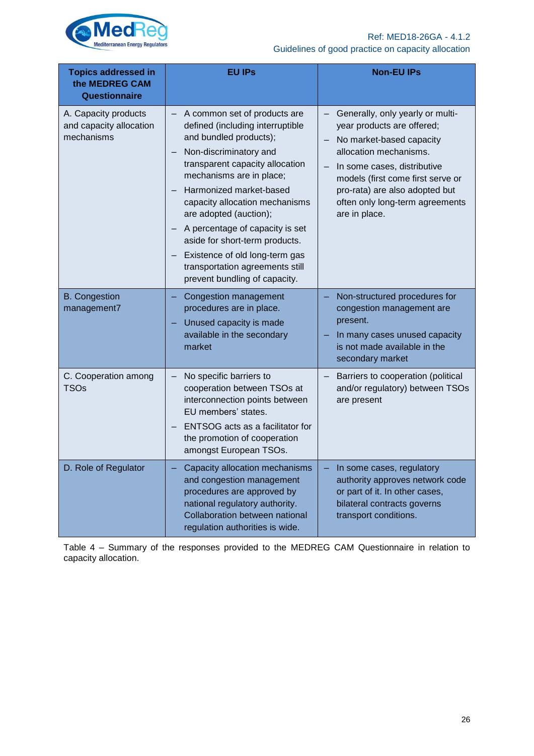| Topics addressed in the MEDREG CAM Questionnaire | EU IPs | Non-EU IPs |
|---|---|---|
| A. Capacity products and capacity allocation mechanisms | – A common set of products are defined (including interruptible and bundled products);<br>– Non-discriminatory and transparent capacity allocation mechanisms are in place;<br>– Harmonized market-based capacity allocation mechanisms are adopted (auction);<br>– A percentage of capacity is set aside for short-term products.<br>– Existence of old long-term gas transportation agreements still prevent bundling of capacity. | – Generally, only yearly or multi-year products are offered;<br>– No market-based capacity allocation mechanisms.<br>– In some cases, distributive models (first come first serve or pro-rata) are also adopted but often only long-term agreements are in place. |
| B. Congestion management7 | – Congestion management procedures are in place.<br>– Unused capacity is made available in the secondary market | – Non-structured procedures for congestion management are present.<br>– In many cases unused capacity is not made available in the secondary market |
| C. Cooperation among TSOs | – No specific barriers to cooperation between TSOs at interconnection points between EU members' states.<br>– ENTSOG acts as a facilitator for the promotion of cooperation amongst European TSOs. | – Barriers to cooperation (political and/or regulatory) between TSOs are present |
| D. Role of Regulator | – Capacity allocation mechanisms and congestion management procedures are approved by national regulatory authority. Collaboration between national regulation authorities is wide. | – In some cases, regulatory authority approves network code or part of it. In other cases, bilateral contracts governs transport conditions. |

Table 4 – Summary of the responses provided to the MEDREG CAM Questionnaire in relation to capacity allocation.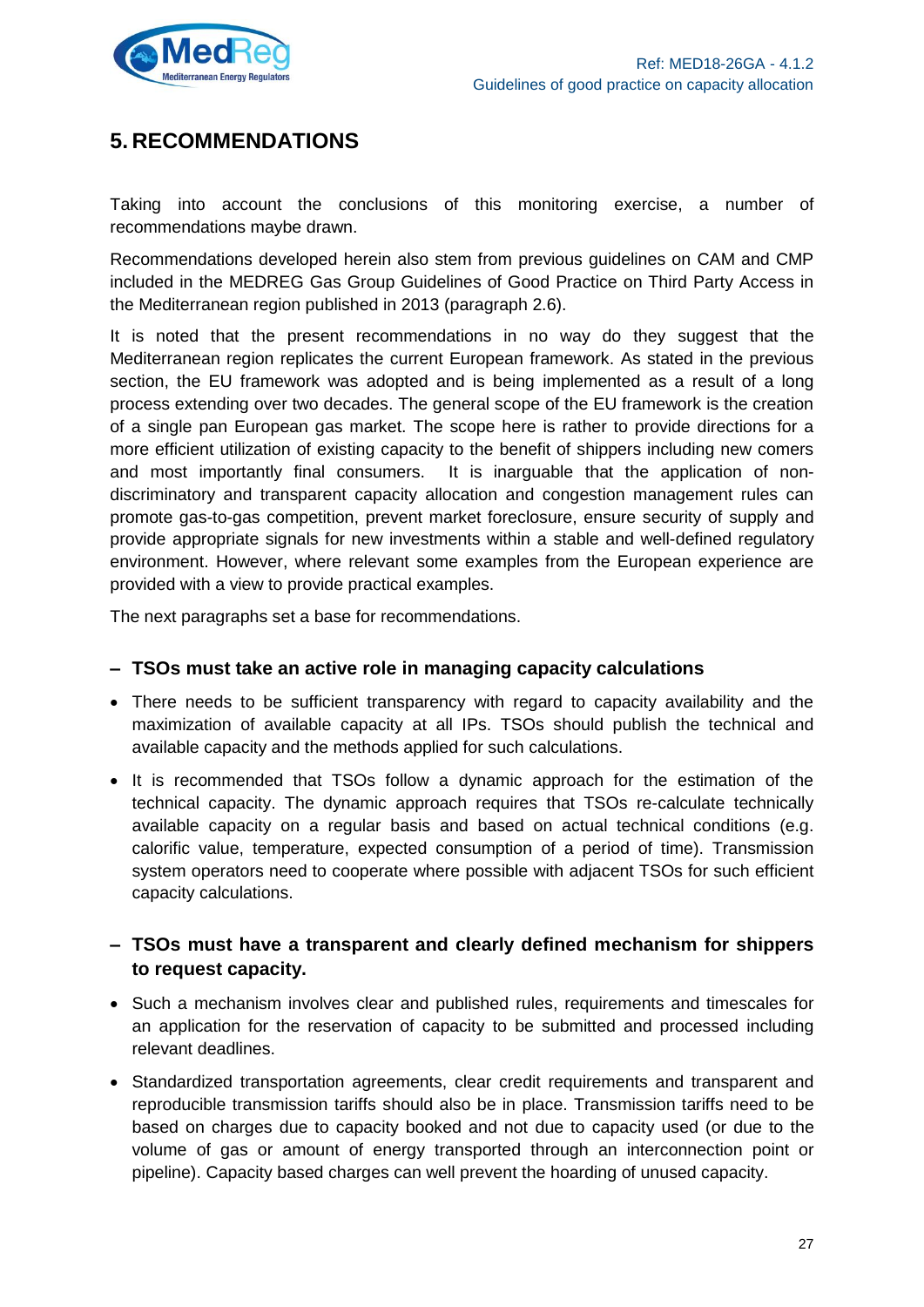# 5. RECOMMENDATIONS

Taking into account the conclusions of this monitoring exercise, a number of recommendations maybe drawn.

Recommendations developed herein also stem from previous guidelines on CAM and CMP included in the MEDREG Gas Group Guidelines of Good Practice on Third Party Access in the Mediterranean region published in 2013 (paragraph 2.6).

It is noted that the present recommendations in no way do they suggest that the Mediterranean region replicates the current European framework. As stated in the previous section, the EU framework was adopted and is being implemented as a result of a long process extending over two decades. The general scope of the EU framework is the creation of a single pan European gas market. The scope here is rather to provide directions for a more efficient utilization of existing capacity to the benefit of shippers including new comers and most importantly final consumers. It is inarguable that the application of non-discriminatory and transparent capacity allocation and congestion management rules can promote gas-to-gas competition, prevent market foreclosure, ensure security of supply and provide appropriate signals for new investments within a stable and well-defined regulatory environment. However, where relevant some examples from the European experience are provided with a view to provide practical examples.

The next paragraphs set a base for recommendations.

### – TSOs must take an active role in managing capacity calculations

- There needs to be sufficient transparency with regard to capacity availability and the maximization of available capacity at all IPs. TSOs should publish the technical and available capacity and the methods applied for such calculations.
- It is recommended that TSOs follow a dynamic approach for the estimation of the technical capacity. The dynamic approach requires that TSOs re-calculate technically available capacity on a regular basis and based on actual technical conditions (e.g. calorific value, temperature, expected consumption of a period of time). Transmission system operators need to cooperate where possible with adjacent TSOs for such efficient capacity calculations.

### – TSOs must have a transparent and clearly defined mechanism for shippers to request capacity.

- Such a mechanism involves clear and published rules, requirements and timescales for an application for the reservation of capacity to be submitted and processed including relevant deadlines.
- Standardized transportation agreements, clear credit requirements and transparent and reproducible transmission tariffs should also be in place. Transmission tariffs need to be based on charges due to capacity booked and not due to capacity used (or due to the volume of gas or amount of energy transported through an interconnection point or pipeline). Capacity based charges can well prevent the hoarding of unused capacity.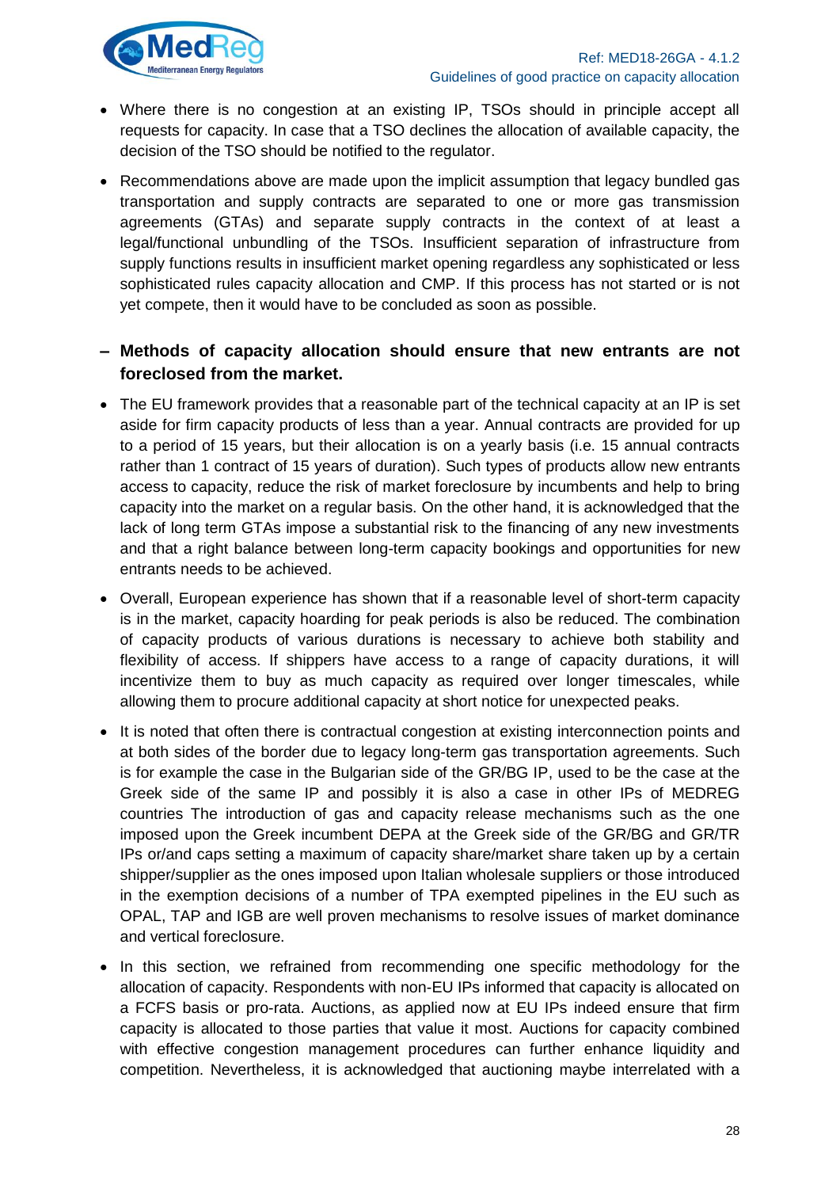- Where there is no congestion at an existing IP, TSOs should in principle accept all requests for capacity. In case that a TSO declines the allocation of available capacity, the decision of the TSO should be notified to the regulator.
- Recommendations above are made upon the implicit assumption that legacy bundled gas transportation and supply contracts are separated to one or more gas transmission agreements (GTAs) and separate supply contracts in the context of at least a legal/functional unbundling of the TSOs. Insufficient separation of infrastructure from supply functions results in insufficient market opening regardless any sophisticated or less sophisticated rules capacity allocation and CMP. If this process has not started or is not yet compete, then it would have to be concluded as soon as possible.

**– Methods of capacity allocation should ensure that new entrants are not foreclosed from the market.**

- The EU framework provides that a reasonable part of the technical capacity at an IP is set aside for firm capacity products of less than a year. Annual contracts are provided for up to a period of 15 years, but their allocation is on a yearly basis (i.e. 15 annual contracts rather than 1 contract of 15 years of duration). Such types of products allow new entrants access to capacity, reduce the risk of market foreclosure by incumbents and help to bring capacity into the market on a regular basis. On the other hand, it is acknowledged that the lack of long term GTAs impose a substantial risk to the financing of any new investments and that a right balance between long-term capacity bookings and opportunities for new entrants needs to be achieved.
- Overall, European experience has shown that if a reasonable level of short-term capacity is in the market, capacity hoarding for peak periods is also be reduced. The combination of capacity products of various durations is necessary to achieve both stability and flexibility of access. If shippers have access to a range of capacity durations, it will incentivize them to buy as much capacity as required over longer timescales, while allowing them to procure additional capacity at short notice for unexpected peaks.
- It is noted that often there is contractual congestion at existing interconnection points and at both sides of the border due to legacy long-term gas transportation agreements. Such is for example the case in the Bulgarian side of the GR/BG IP, used to be the case at the Greek side of the same IP and possibly it is also a case in other IPs of MEDREG countries The introduction of gas and capacity release mechanisms such as the one imposed upon the Greek incumbent DEPA at the Greek side of the GR/BG and GR/TR IPs or/and caps setting a maximum of capacity share/market share taken up by a certain shipper/supplier as the ones imposed upon Italian wholesale suppliers or those introduced in the exemption decisions of a number of TPA exempted pipelines in the EU such as OPAL, TAP and IGB are well proven mechanisms to resolve issues of market dominance and vertical foreclosure.
- In this section, we refrained from recommending one specific methodology for the allocation of capacity. Respondents with non-EU IPs informed that capacity is allocated on a FCFS basis or pro-rata. Auctions, as applied now at EU IPs indeed ensure that firm capacity is allocated to those parties that value it most. Auctions for capacity combined with effective congestion management procedures can further enhance liquidity and competition. Nevertheless, it is acknowledged that auctioning maybe interrelated with a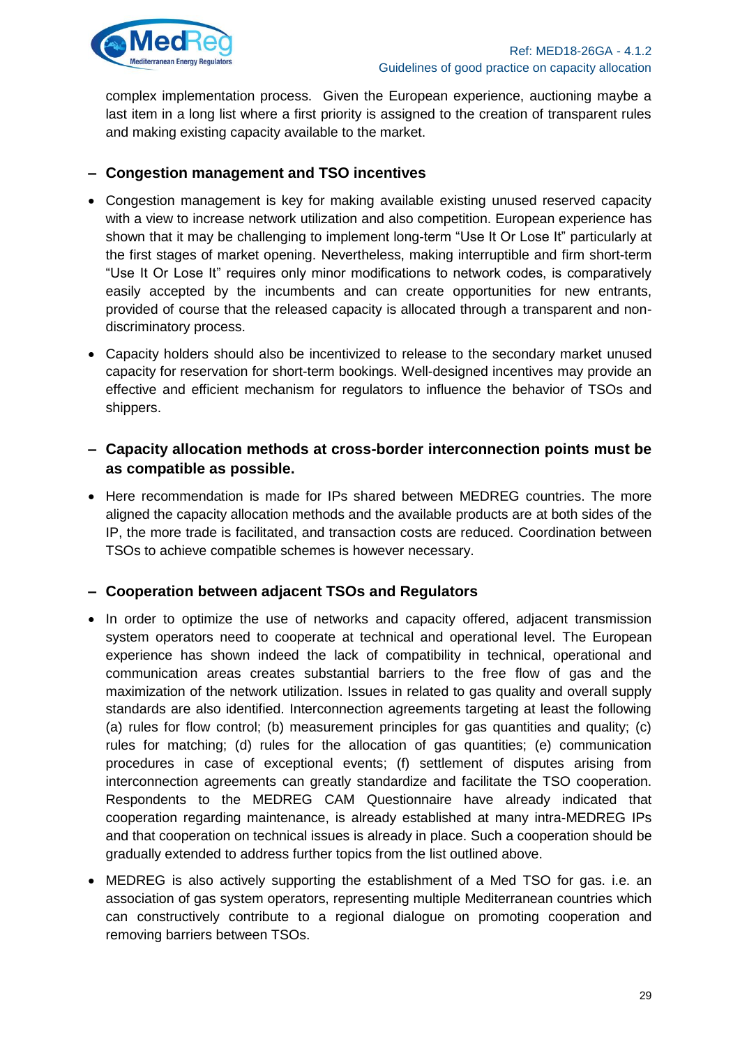complex implementation process. Given the European experience, auctioning maybe a last item in a long list where a first priority is assigned to the creation of transparent rules and making existing capacity available to the market.

– **Congestion management and TSO incentives**

- Congestion management is key for making available existing unused reserved capacity with a view to increase network utilization and also competition. European experience has shown that it may be challenging to implement long-term "Use It Or Lose It" particularly at the first stages of market opening. Nevertheless, making interruptible and firm short-term "Use It Or Lose It" requires only minor modifications to network codes, is comparatively easily accepted by the incumbents and can create opportunities for new entrants, provided of course that the released capacity is allocated through a transparent and non-discriminatory process.
- Capacity holders should also be incentivized to release to the secondary market unused capacity for reservation for short-term bookings. Well-designed incentives may provide an effective and efficient mechanism for regulators to influence the behavior of TSOs and shippers.

– **Capacity allocation methods at cross-border interconnection points must be as compatible as possible.**

- Here recommendation is made for IPs shared between MEDREG countries. The more aligned the capacity allocation methods and the available products are at both sides of the IP, the more trade is facilitated, and transaction costs are reduced. Coordination between TSOs to achieve compatible schemes is however necessary.

– **Cooperation between adjacent TSOs and Regulators**

- In order to optimize the use of networks and capacity offered, adjacent transmission system operators need to cooperate at technical and operational level. The European experience has shown indeed the lack of compatibility in technical, operational and communication areas creates substantial barriers to the free flow of gas and the maximization of the network utilization. Issues in related to gas quality and overall supply standards are also identified. Interconnection agreements targeting at least the following (a) rules for flow control; (b) measurement principles for gas quantities and quality; (c) rules for matching; (d) rules for the allocation of gas quantities; (e) communication procedures in case of exceptional events; (f) settlement of disputes arising from interconnection agreements can greatly standardize and facilitate the TSO cooperation. Respondents to the MEDREG CAM Questionnaire have already indicated that cooperation regarding maintenance, is already established at many intra-MEDREG IPs and that cooperation on technical issues is already in place. Such a cooperation should be gradually extended to address further topics from the list outlined above.
- MEDREG is also actively supporting the establishment of a Med TSO for gas. i.e. an association of gas system operators, representing multiple Mediterranean countries which can constructively contribute to a regional dialogue on promoting cooperation and removing barriers between TSOs.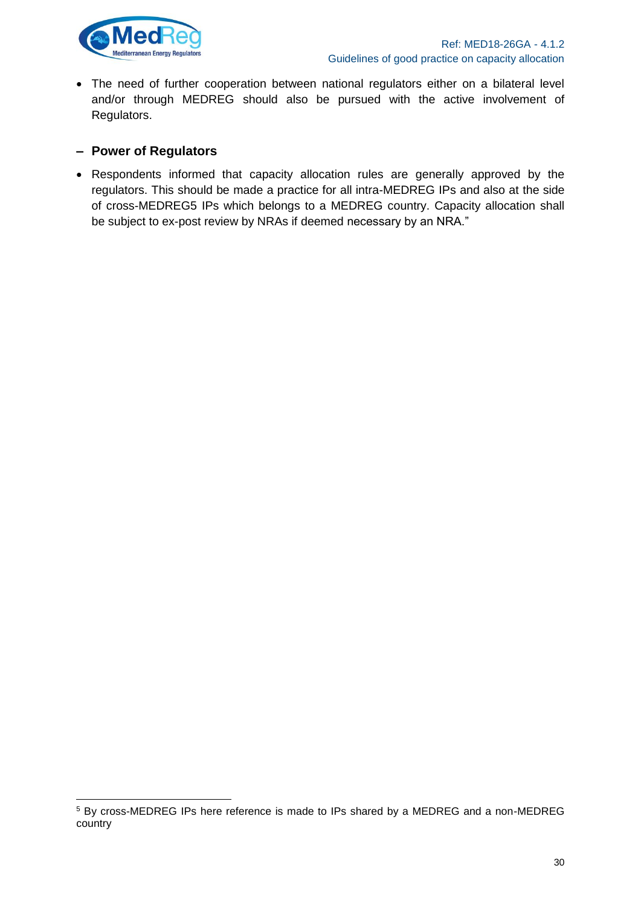- The need of further cooperation between national regulators either on a bilateral level and/or through MEDREG should also be pursued with the active involvement of Regulators.

**– Power of Regulators**

- Respondents informed that capacity allocation rules are generally approved by the regulators. This should be made a practice for all intra-MEDREG IPs and also at the side of cross-MEDREG[5] IPs which belongs to a MEDREG country. Capacity allocation shall be subject to ex-post review by NRAs if deemed necessary by an NRA."

[5] By cross-MEDREG IPs here reference is made to IPs shared by a MEDREG and a non-MEDREG country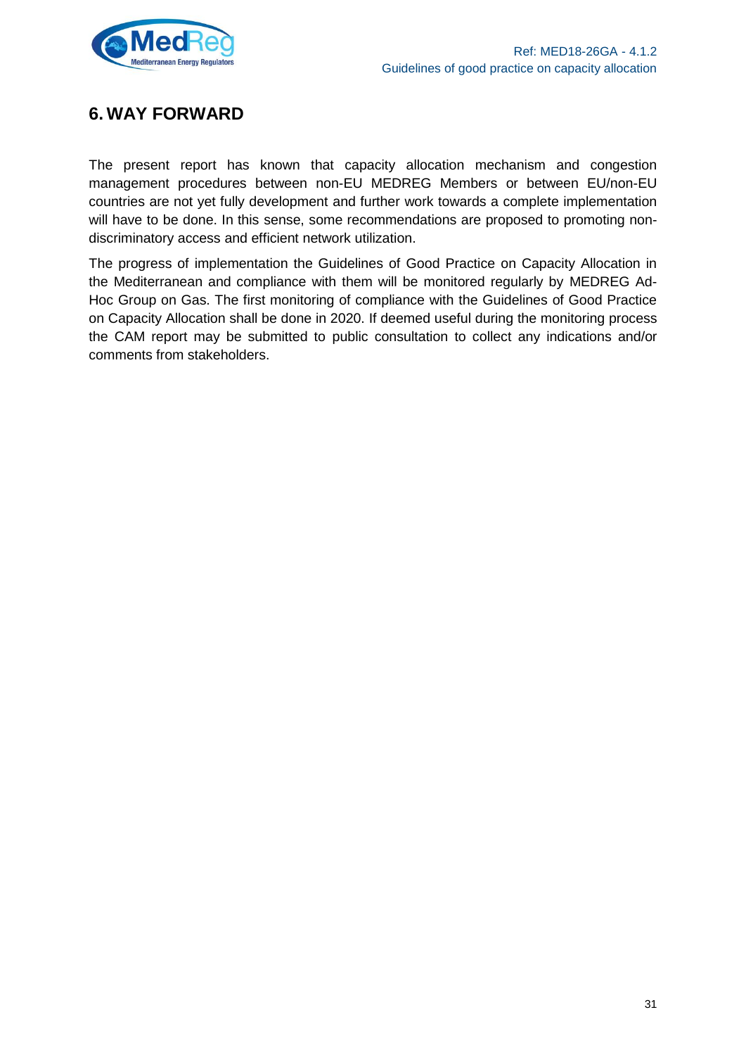## 6. WAY FORWARD

The present report has known that capacity allocation mechanism and congestion management procedures between non-EU MEDREG Members or between EU/non-EU countries are not yet fully development and further work towards a complete implementation will have to be done. In this sense, some recommendations are proposed to promoting non-discriminatory access and efficient network utilization.

The progress of implementation the Guidelines of Good Practice on Capacity Allocation in the Mediterranean and compliance with them will be monitored regularly by MEDREG Ad-Hoc Group on Gas. The first monitoring of compliance with the Guidelines of Good Practice on Capacity Allocation shall be done in 2020. If deemed useful during the monitoring process the CAM report may be submitted to public consultation to collect any indications and/or comments from stakeholders.